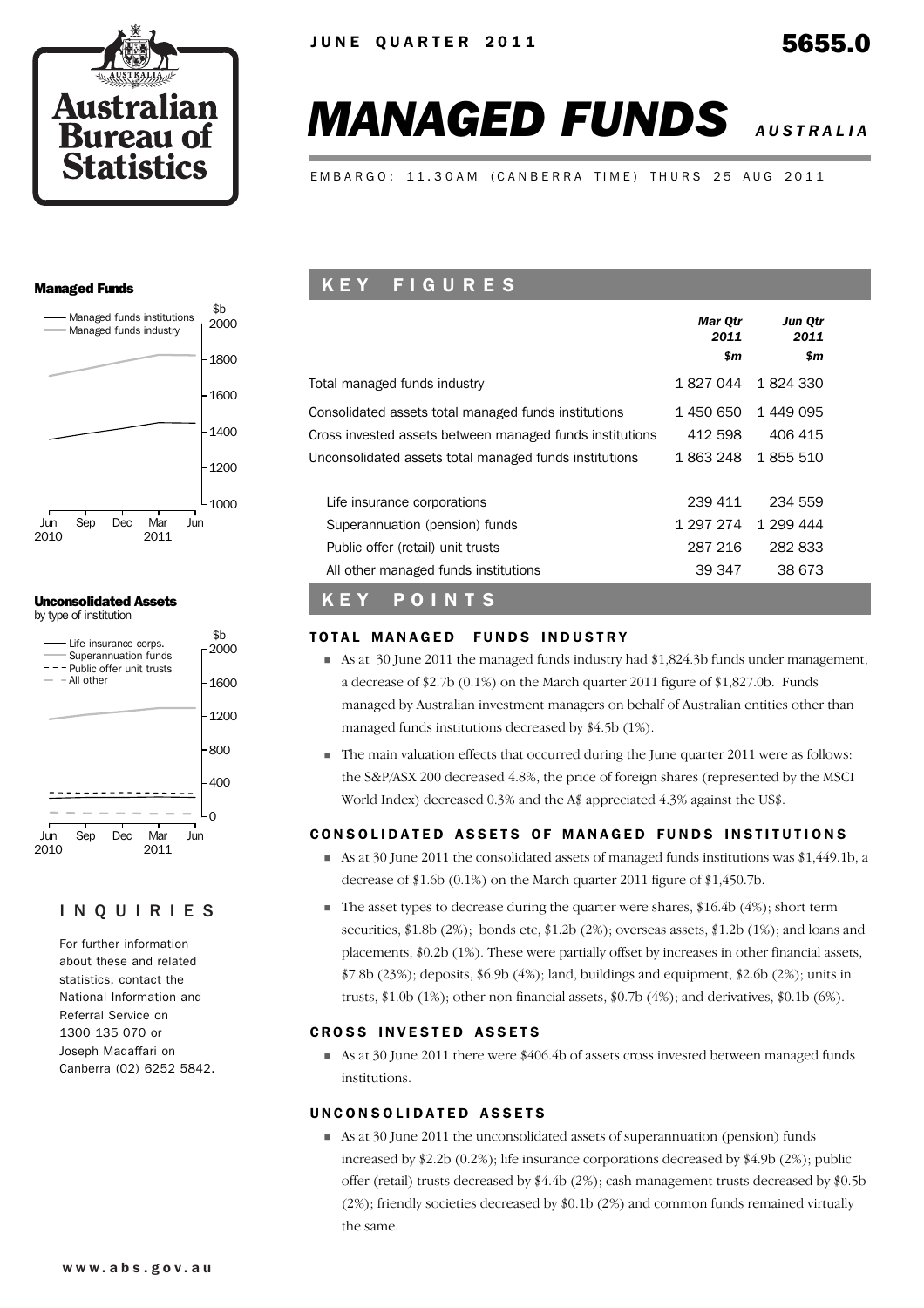JUNE QUARTER 2011

5655.0

Australian Bureau of Statistics

# MANAGED FUNDS AUSTRALIA

EMBARGO: 11.30AM (CANBERRA TIME) THURS 25 AUG 2011

## KEY FIGURES

| | Mar Qtr 2011 $m | Jun Qtr 2011 $m |
|---|---|---|
| Total managed funds industry | 1 827 044 | 1 824 330 |
| Consolidated assets total managed funds institutions | 1 450 650 | 1 449 095 |
| Cross invested assets between managed funds institutions | 412 598 | 406 415 |
| Unconsolidated assets total managed funds institutions | 1 863 248 | 1 855 510 |
| Life insurance corporations | 239 411 | 234 559 |
| Superannuation (pension) funds | 1 297 274 | 1 299 444 |
| Public offer (retail) unit trusts | 287 216 | 282 833 |
| All other managed funds institutions | 39 347 | 38 673 |

## KEY POINTS

### TOTAL MANAGED FUNDS INDUSTRY

- As at 30 June 2011 the managed funds industry had $1,824.3b funds under management, a decrease of $2.7b (0.1%) on the March quarter 2011 figure of $1,827.0b. Funds managed by Australian investment managers on behalf of Australian entities other than managed funds institutions decreased by $4.5b (1%).
- The main valuation effects that occurred during the June quarter 2011 were as follows: the S&P/ASX 200 decreased 4.8%, the price of foreign shares (represented by the MSCI World Index) decreased 0.3% and the A$ appreciated 4.3% against the US$.

### CONSOLIDATED ASSETS OF MANAGED FUNDS INSTITUTIONS

- As at 30 June 2011 the consolidated assets of managed funds institutions was $1,449.1b, a decrease of $1.6b (0.1%) on the March quarter 2011 figure of $1,450.7b.
- The asset types to decrease during the quarter were shares, $16.4b (4%); short term securities, $1.8b (2%); bonds etc, $1.2b (2%); overseas assets, $1.2b (1%); and loans and placements, $0.2b (1%). These were partially offset by increases in other financial assets, $7.8b (23%); deposits, $6.9b (4%); land, buildings and equipment, $2.6b (2%); units in trusts, $1.0b (1%); other non-financial assets, $0.7b (4%); and derivatives, $0.1b (6%).

### CROSS INVESTED ASSETS

- As at 30 June 2011 there were $406.4b of assets cross invested between managed funds institutions.

### UNCONSOLIDATED ASSETS

- As at 30 June 2011 the unconsolidated assets of superannuation (pension) funds increased by $2.2b (0.2%); life insurance corporations decreased by $4.9b (2%); public offer (retail) trusts decreased by $4.4b (2%); cash management trusts decreased by $0.5b (2%); friendly societies decreased by $0.1b (2%) and common funds remained virtually the same.

**Managed Funds**

Managed funds institutions
Managed funds industry
$b
2000
1800
1600
1400
1200
1000
Jun 2010
Sep
Dec
Mar 2011
Jun

**Unconsolidated Assets**
by type of institution

Life insurance corps.
Superannuation funds
Public offer unit trusts
All other
$b
2000
1600
1200
800
400
0
Jun 2010
Sep
Dec
Mar 2011
Jun

## INQUIRIES

For further information about these and related statistics, contact the National Information and Referral Service on 1300 135 070 or Joseph Madaffari on Canberra (02) 6252 5842.

www.abs.gov.au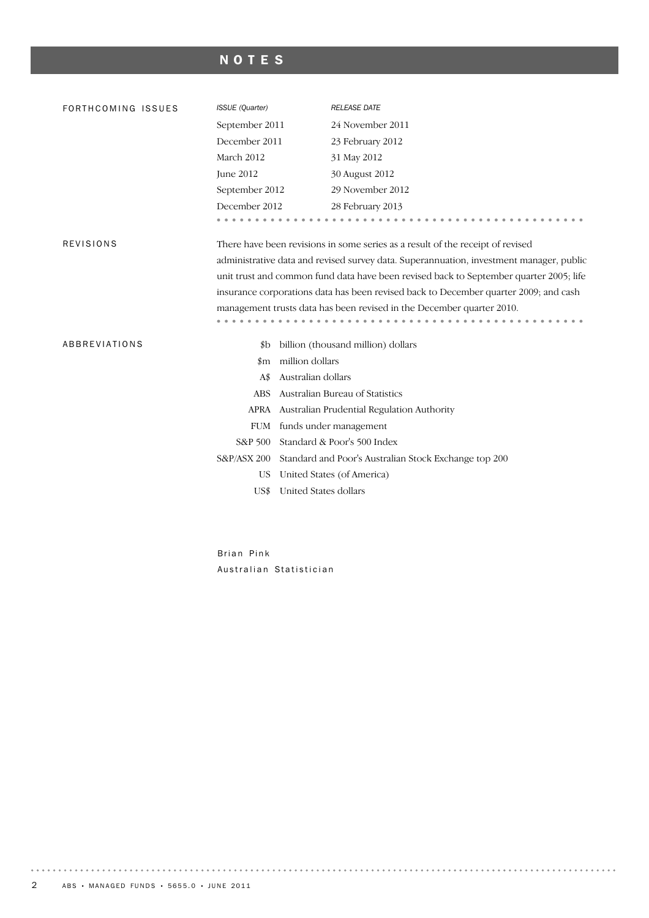# NOTES

## FORTHCOMING ISSUES

| *ISSUE (Quarter)* | *RELEASE DATE* |
|---|---|
| September 2011 | 24 November 2011 |
| December 2011 | 23 February 2012 |
| March 2012 | 31 May 2012 |
| June 2012 | 30 August 2012 |
| September 2012 | 29 November 2012 |
| December 2012 | 28 February 2013 |

## REVISIONS

There have been revisions in some series as a result of the receipt of revised administrative data and revised survey data. Superannuation, investment manager, public unit trust and common fund data have been revised back to September quarter 2005; life insurance corporations data has been revised back to December quarter 2009; and cash management trusts data has been revised in the December quarter 2010.

## ABBREVIATIONS

| | |
|---|---|
| $b | billion (thousand million) dollars |
| $m | million dollars |
| A$ | Australian dollars |
| ABS | Australian Bureau of Statistics |
| APRA | Australian Prudential Regulation Authority |
| FUM | funds under management |
| S&P 500 | Standard & Poor's 500 Index |
| S&P/ASX 200 | Standard and Poor's Australian Stock Exchange top 200 |
| US | United States (of America) |
| US$ | United States dollars |

Brian Pink
Australian Statistician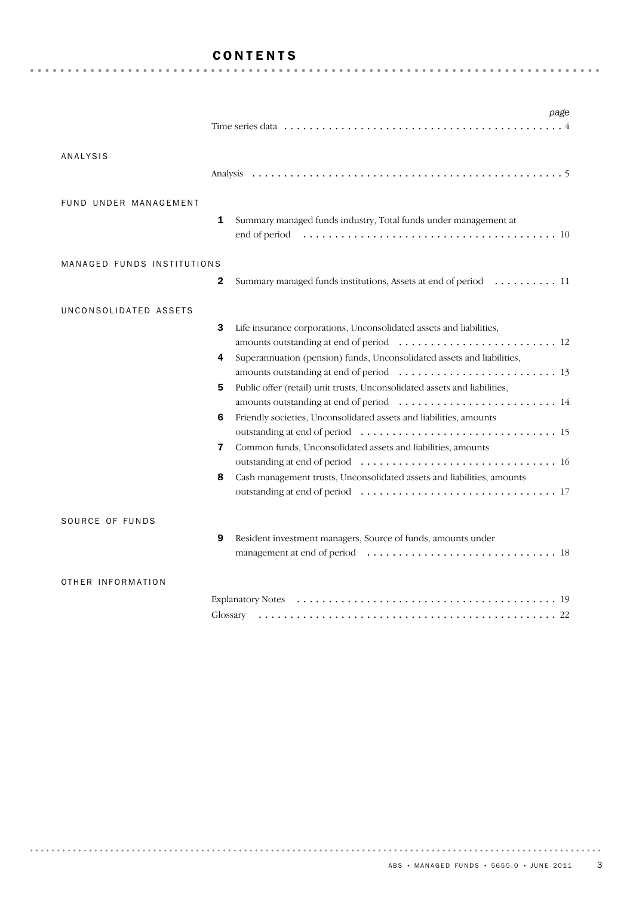# CONTENTS

| | | | page |
|---|---|---|---|
| | | Time series data | 4 |
| ANALYSIS | | | |
| | | Analysis | 5 |
| FUND UNDER MANAGEMENT | | | |
| | **1** | Summary managed funds industry, Total funds under management at end of period | 10 |
| MANAGED FUNDS INSTITUTIONS | | | |
| | **2** | Summary managed funds institutions, Assets at end of period | 11 |
| UNCONSOLIDATED ASSETS | | | |
| | **3** | Life insurance corporations, Unconsolidated assets and liabilities, amounts outstanding at end of period | 12 |
| | **4** | Superannuation (pension) funds, Unconsolidated assets and liabilities, amounts outstanding at end of period | 13 |
| | **5** | Public offer (retail) unit trusts, Unconsolidated assets and liabilities, amounts outstanding at end of period | 14 |
| | **6** | Friendly societies, Unconsolidated assets and liabilities, amounts outstanding at end of period | 15 |
| | **7** | Common funds, Unconsolidated assets and liabilities, amounts outstanding at end of period | 16 |
| | **8** | Cash management trusts, Unconsolidated assets and liabilities, amounts outstanding at end of period | 17 |
| SOURCE OF FUNDS | | | |
| | **9** | Resident investment managers, Source of funds, amounts under management at end of period | 18 |
| OTHER INFORMATION | | | |
| | | Explanatory Notes | 19 |
| | | Glossary | 22 |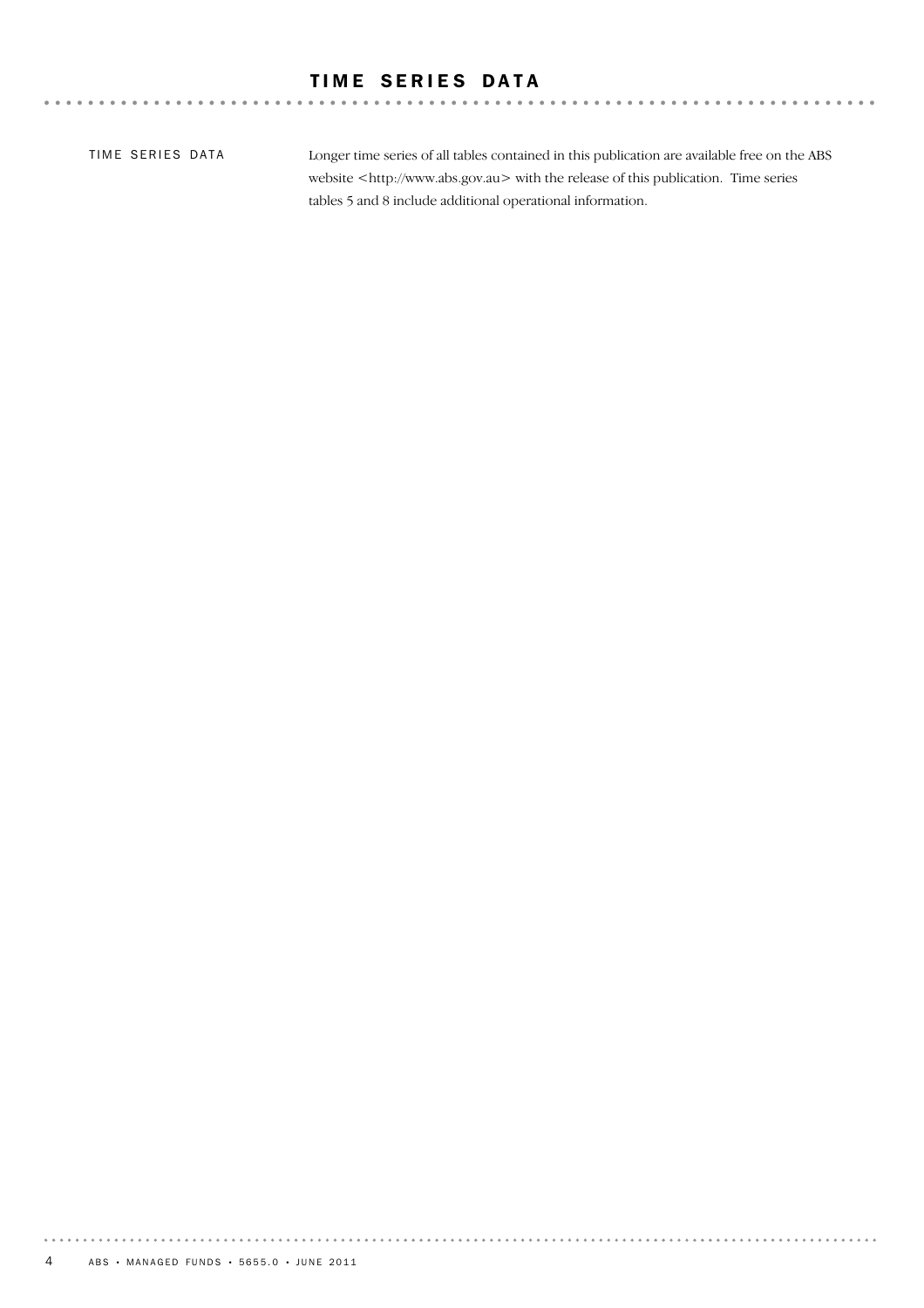# TIME SERIES DATA

TIME SERIES DATA

Longer time series of all tables contained in this publication are available free on the ABS website <http://www.abs.gov.au> with the release of this publication. Time series tables 5 and 8 include additional operational information.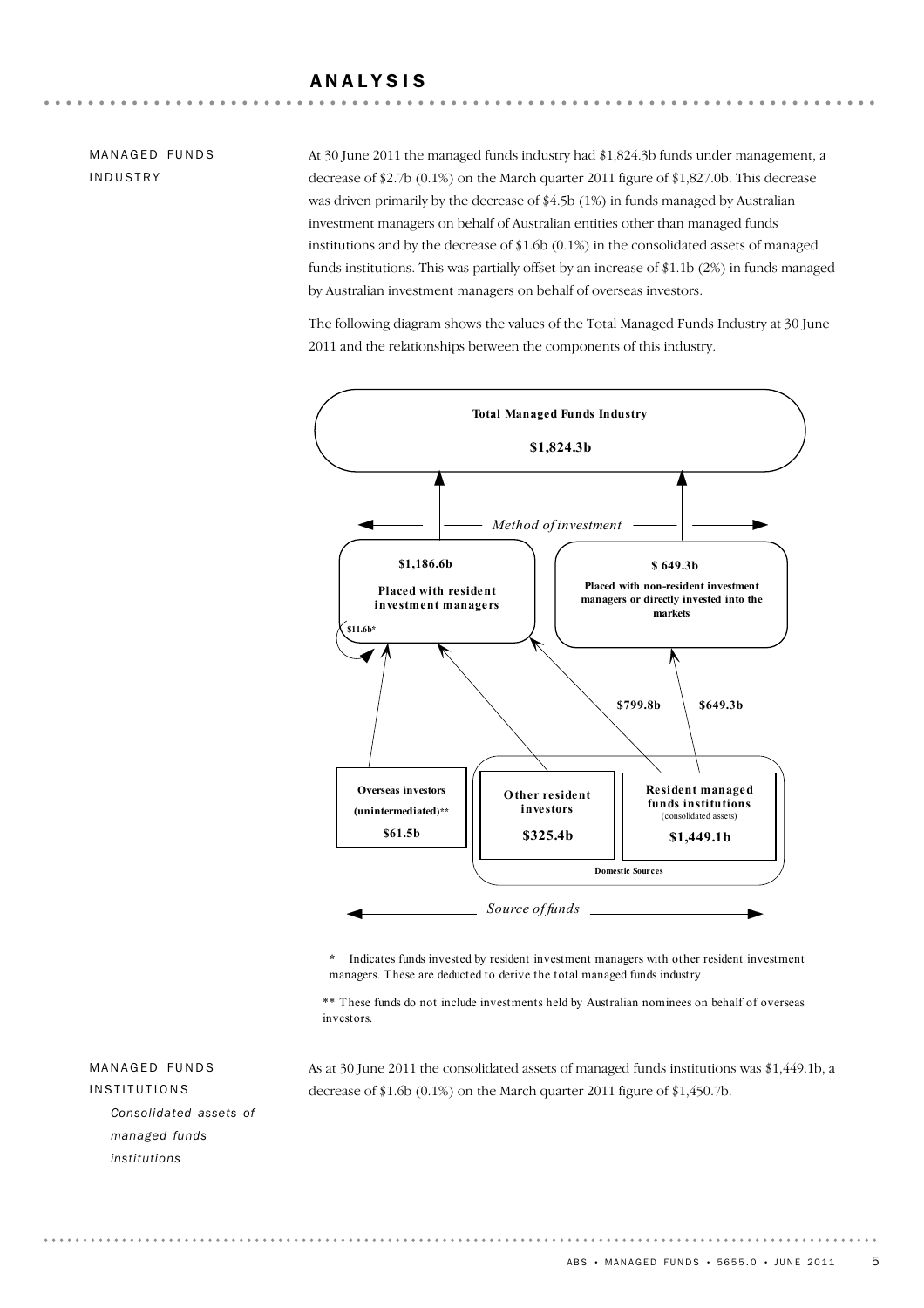# ANALYSIS

## MANAGED FUNDS INDUSTRY

At 30 June 2011 the managed funds industry had $1,824.3b funds under management, a decrease of $2.7b (0.1%) on the March quarter 2011 figure of $1,827.0b. This decrease was driven primarily by the decrease of $4.5b (1%) in funds managed by Australian investment managers on behalf of Australian entities other than managed funds institutions and by the decrease of $1.6b (0.1%) in the consolidated assets of managed funds institutions. This was partially offset by an increase of $1.1b (2%) in funds managed by Australian investment managers on behalf of overseas investors.

The following diagram shows the values of the Total Managed Funds Industry at 30 June 2011 and the relationships between the components of this industry.

**Total Managed Funds Industry**

**$1,824.3b**

*Method of investment*

**$1,186.6b**

**Placed with resident investment managers**

**$11.6b***

**$ 649.3b**

**Placed with non-resident investment managers or directly invested into the markets**

**$799.8b**

**$649.3b**

**Overseas investors (unintermediated)****

**$61.5b**

**Other resident investors**

**$325.4b**

**Resident managed funds institutions** (consolidated assets)

**$1,449.1b**

**Domestic Sources**

*Source of funds*

\* Indicates funds invested by resident investment managers with other resident investment managers. These are deducted to derive the total managed funds industry.

** These funds do not include investments held by Australian nominees on behalf of overseas investors.

## MANAGED FUNDS INSTITUTIONS

*Consolidated assets of managed funds institutions*

As at 30 June 2011 the consolidated assets of managed funds institutions was $1,449.1b, a decrease of $1.6b (0.1%) on the March quarter 2011 figure of $1,450.7b.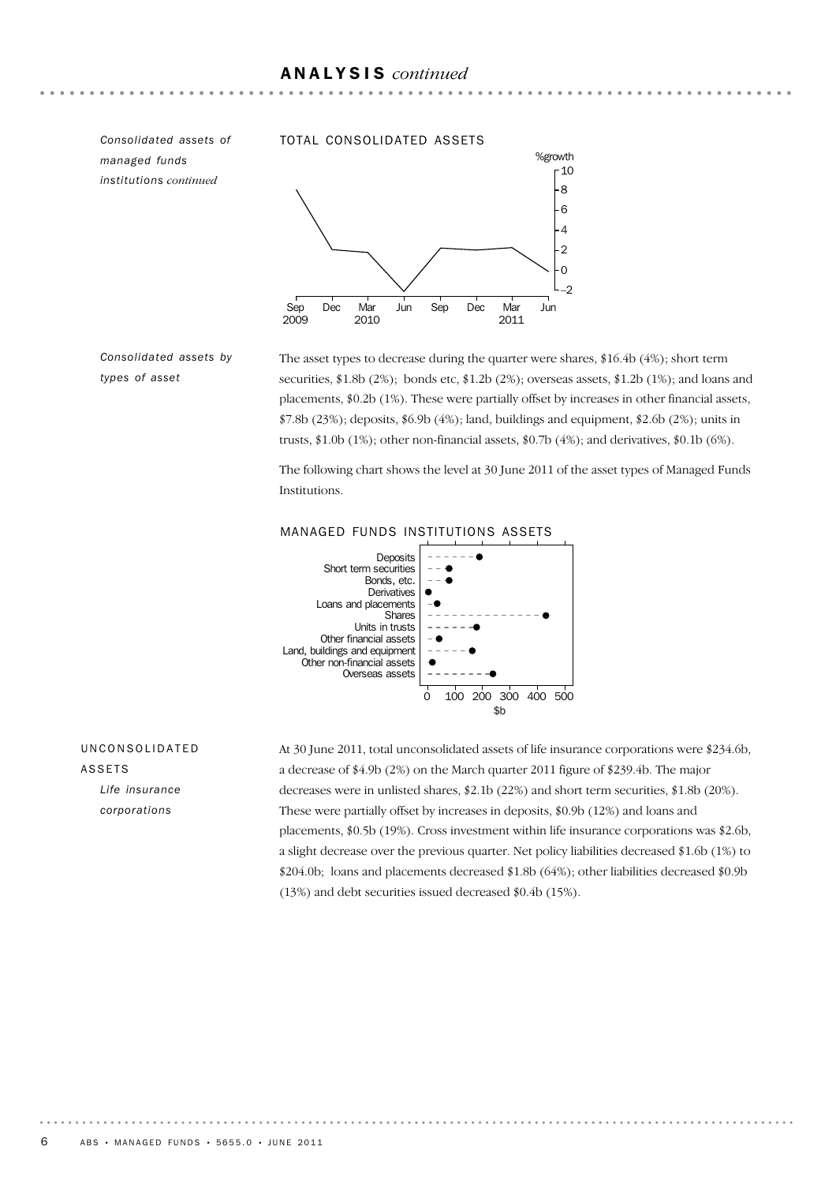## ANALYSIS *continued*

*Consolidated assets of managed funds institutions continued*

TOTAL CONSOLIDATED ASSETS

%growth

10
8
6
4
2
0
–2

Sep 2009
Dec
Mar 2010
Jun
Sep
Dec
Mar 2011
Jun

*Consolidated assets by types of asset*

The asset types to decrease during the quarter were shares, $16.4b (4%); short term securities, $1.8b (2%); bonds etc, $1.2b (2%); overseas assets, $1.2b (1%); and loans and placements, $0.2b (1%). These were partially offset by increases in other financial assets, $7.8b (23%); deposits, $6.9b (4%); land, buildings and equipment, $2.6b (2%); units in trusts, $1.0b (1%); other non-financial assets, $0.7b (4%); and derivatives, $0.1b (6%).

The following chart shows the level at 30 June 2011 of the asset types of Managed Funds Institutions.

MANAGED FUNDS INSTITUTIONS ASSETS

Deposits
Short term securities
Bonds, etc.
Derivatives
Loans and placements
Shares
Units in trusts
Other financial assets
Land, buildings and equipment
Other non-financial assets
Overseas assets

0
100
200
300
400
500

$b

## UNCONSOLIDATED ASSETS

*Life insurance corporations*

At 30 June 2011, total unconsolidated assets of life insurance corporations were $234.6b, a decrease of $4.9b (2%) on the March quarter 2011 figure of $239.4b. The major decreases were in unlisted shares, $2.1b (22%) and short term securities, $1.8b (20%). These were partially offset by increases in deposits, $0.9b (12%) and loans and placements, $0.5b (19%). Cross investment within life insurance corporations was $2.6b, a slight decrease over the previous quarter. Net policy liabilities decreased $1.6b (1%) to $204.0b; loans and placements decreased $1.8b (64%); other liabilities decreased $0.9b (13%) and debt securities issued decreased $0.4b (15%).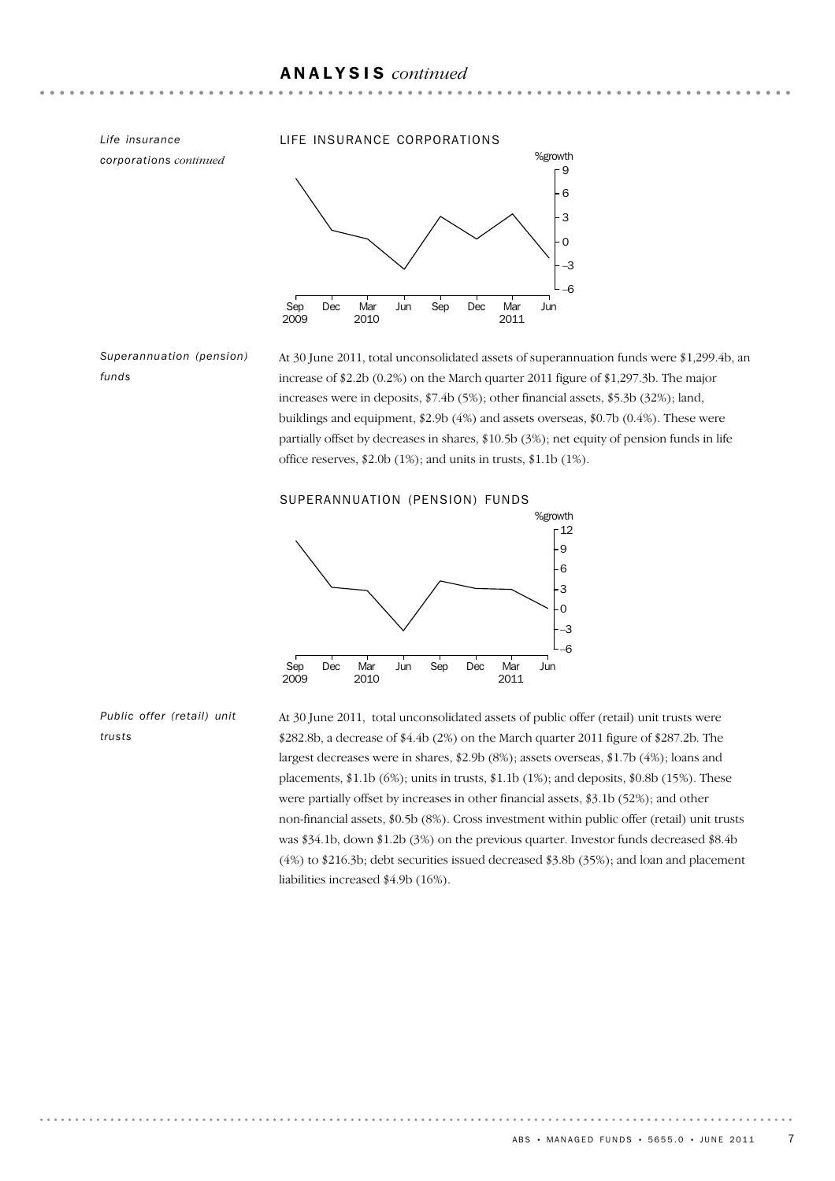## ANALYSIS *continued*

*Life insurance corporations continued*

LIFE INSURANCE CORPORATIONS

%growth
9
6
3
0
–3
–6

Sep 2009
Dec
Mar 2010
Jun
Sep
Dec
Mar 2011
Jun

*Superannuation (pension) funds*

At 30 June 2011, total unconsolidated assets of superannuation funds were $1,299.4b, an increase of $2.2b (0.2%) on the March quarter 2011 figure of $1,297.3b. The major increases were in deposits, $7.4b (5%); other financial assets, $5.3b (32%); land, buildings and equipment, $2.9b (4%) and assets overseas, $0.7b (0.4%). These were partially offset by decreases in shares, $10.5b (3%); net equity of pension funds in life office reserves, $2.0b (1%); and units in trusts, $1.1b (1%).

SUPERANNUATION (PENSION) FUNDS

%growth
12
9
6
3
0
–3
–6

Sep 2009
Dec
Mar 2010
Jun
Sep
Dec
Mar 2011
Jun

*Public offer (retail) unit trusts*

At 30 June 2011, total unconsolidated assets of public offer (retail) unit trusts were $282.8b, a decrease of $4.4b (2%) on the March quarter 2011 figure of $287.2b. The largest decreases were in shares, $2.9b (8%); assets overseas, $1.7b (4%); loans and placements, $1.1b (6%); units in trusts, $1.1b (1%); and deposits, $0.8b (15%). These were partially offset by increases in other financial assets, $3.1b (52%); and other non-financial assets, $0.5b (8%). Cross investment within public offer (retail) unit trusts was $34.1b, down $1.2b (3%) on the previous quarter. Investor funds decreased $8.4b (4%) to $216.3b; debt securities issued decreased $3.8b (35%); and loan and placement liabilities increased $4.9b (16%).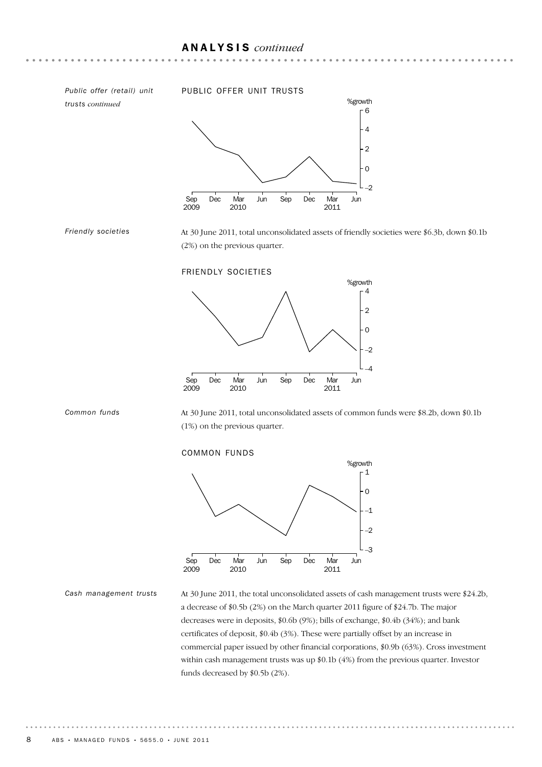## ANALYSIS *continued*

*Public offer (retail) unit trusts continued*

PUBLIC OFFER UNIT TRUSTS

%growth

6

4

2

0

−2

Sep 2009

Dec

Mar 2010

Jun

Sep

Dec

Mar 2011

Jun

*Friendly societies*

At 30 June 2011, total unconsolidated assets of friendly societies were $6.3b, down $0.1b (2%) on the previous quarter.

FRIENDLY SOCIETIES

%growth

4

2

0

−2

−4

Sep 2009

Dec

Mar 2010

Jun

Sep

Dec

Mar 2011

Jun

*Common funds*

At 30 June 2011, total unconsolidated assets of common funds were $8.2b, down $0.1b (1%) on the previous quarter.

COMMON FUNDS

%growth

1

0

−1

−2

−3

Sep 2009

Dec

Mar 2010

Jun

Sep

Dec

Mar 2011

Jun

*Cash management trusts*

At 30 June 2011, the total unconsolidated assets of cash management trusts were $24.2b, a decrease of $0.5b (2%) on the March quarter 2011 figure of $24.7b. The major decreases were in deposits, $0.6b (9%); bills of exchange, $0.4b (34%); and bank certificates of deposit, $0.4b (3%). These were partially offset by an increase in commercial paper issued by other financial corporations, $0.9b (63%). Cross investment within cash management trusts was up $0.1b (4%) from the previous quarter. Investor funds decreased by $0.5b (2%).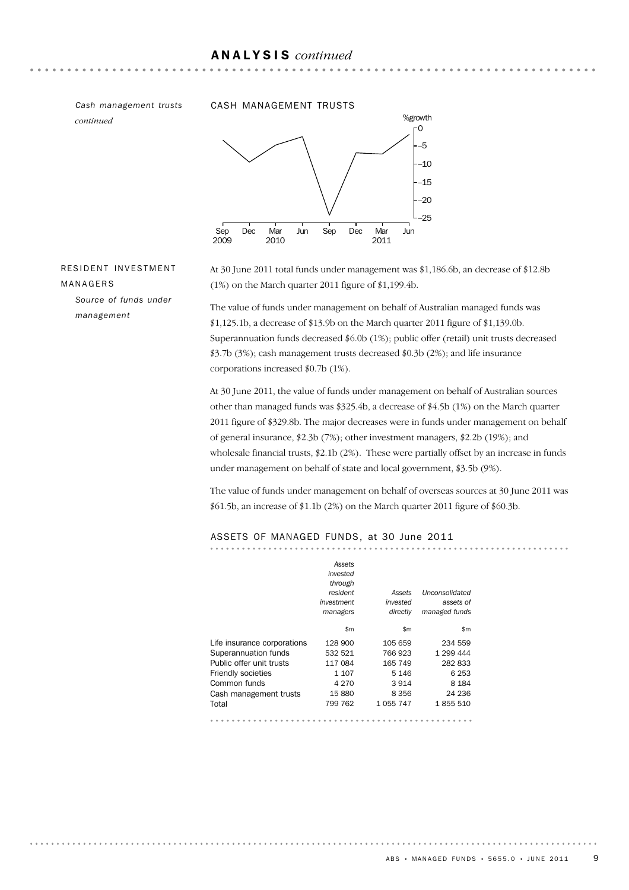# ANALYSIS *continued*

*Cash management trusts continued*

CASH MANAGEMENT TRUSTS

%growth
0
–5
–10
–15
–20
–25
Sep 2009
Dec
Mar 2010
Jun
Sep
Dec
Mar 2011
Jun

## RESIDENT INVESTMENT MANAGERS

*Source of funds under management*

At 30 June 2011 total funds under management was $1,186.6b, an decrease of $12.8b (1%) on the March quarter 2011 figure of $1,199.4b.

The value of funds under management on behalf of Australian managed funds was $1,125.1b, a decrease of $13.9b on the March quarter 2011 figure of $1,139.0b. Superannuation funds decreased $6.0b (1%); public offer (retail) unit trusts decreased $3.7b (3%); cash management trusts decreased $0.3b (2%); and life insurance corporations increased $0.7b (1%).

At 30 June 2011, the value of funds under management on behalf of Australian sources other than managed funds was $325.4b, a decrease of $4.5b (1%) on the March quarter 2011 figure of $329.8b. The major decreases were in funds under management on behalf of general insurance, $2.3b (7%); other investment managers, $2.2b (19%); and wholesale financial trusts, $2.1b (2%). These were partially offset by an increase in funds under management on behalf of state and local government, $3.5b (9%).

The value of funds under management on behalf of overseas sources at 30 June 2011 was $61.5b, an increase of $1.1b (2%) on the March quarter 2011 figure of $60.3b.

### ASSETS OF MANAGED FUNDS, at 30 June 2011

| | *Assets invested through resident investment managers* | *Assets invested directly* | *Unconsolidated assets of managed funds* |
|---|---|---|---|
| | $m | $m | $m |
| Life insurance corporations | 128 900 | 105 659 | 234 559 |
| Superannuation funds | 532 521 | 766 923 | 1 299 444 |
| Public offer unit trusts | 117 084 | 165 749 | 282 833 |
| Friendly societies | 1 107 | 5 146 | 6 253 |
| Common funds | 4 270 | 3 914 | 8 184 |
| Cash management trusts | 15 880 | 8 356 | 24 236 |
| Total | 799 762 | 1 055 747 | 1 855 510 |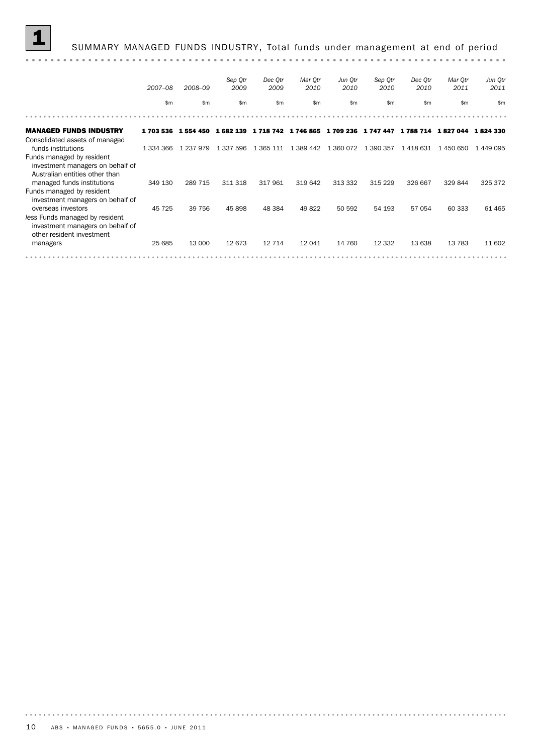# 1 SUMMARY MANAGED FUNDS INDUSTRY, Total funds under management at end of period

| | 2007–08 | 2008–09 | Sep Qtr 2009 | Dec Qtr 2009 | Mar Qtr 2010 | Jun Qtr 2010 | Sep Qtr 2010 | Dec Qtr 2010 | Mar Qtr 2011 | Jun Qtr 2011 |
|---|---|---|---|---|---|---|---|---|---|---|
| | $m | $m | $m | $m | $m | $m | $m | $m | $m | $m |
| **MANAGED FUNDS INDUSTRY** | **1 703 536** | **1 554 450** | **1 682 139** | **1 718 742** | **1 746 865** | **1 709 236** | **1 747 447** | **1 788 714** | **1 827 044** | **1 824 330** |
| Consolidated assets of managed funds institutions | 1 334 366 | 1 237 979 | 1 337 596 | 1 365 111 | 1 389 442 | 1 360 072 | 1 390 357 | 1 418 631 | 1 450 650 | 1 449 095 |
| Funds managed by resident investment managers on behalf of Australian entities other than managed funds institutions | 349 130 | 289 715 | 311 318 | 317 961 | 319 642 | 313 332 | 315 229 | 326 667 | 329 844 | 325 372 |
| Funds managed by resident investment managers on behalf of overseas investors | 45 725 | 39 756 | 45 898 | 48 384 | 49 822 | 50 592 | 54 193 | 57 054 | 60 333 | 61 465 |
| *less* Funds managed by resident investment managers on behalf of other resident investment managers | 25 685 | 13 000 | 12 673 | 12 714 | 12 041 | 14 760 | 12 332 | 13 638 | 13 783 | 11 602 |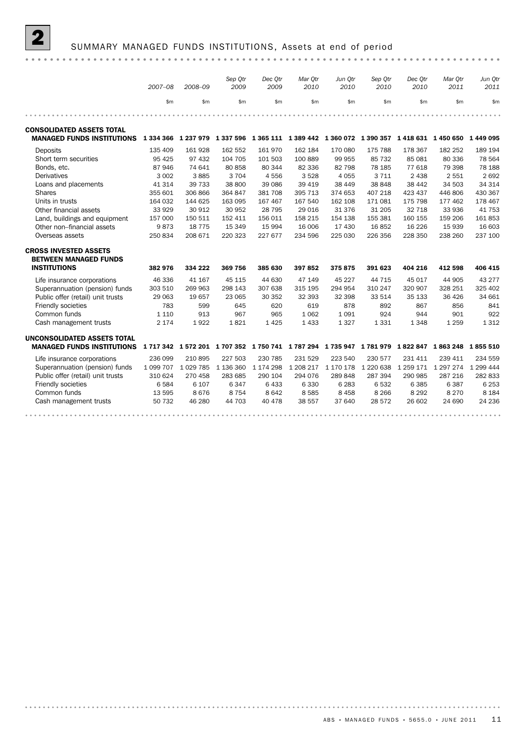## 2 SUMMARY MANAGED FUNDS INSTITUTIONS, Assets at end of period

| | 2007–08 | 2008–09 | Sep Qtr 2009 | Dec Qtr 2009 | Mar Qtr 2010 | Jun Qtr 2010 | Sep Qtr 2010 | Dec Qtr 2010 | Mar Qtr 2011 | Jun Qtr 2011 |
|---|---|---|---|---|---|---|---|---|---|---|
| | $m | $m | $m | $m | $m | $m | $m | $m | $m | $m |
| **CONSOLIDATED ASSETS TOTAL MANAGED FUNDS INSTITUTIONS** | **1 334 366** | **1 237 979** | **1 337 596** | **1 365 111** | **1 389 442** | **1 360 072** | **1 390 357** | **1 418 631** | **1 450 650** | **1 449 095** |
| Deposits | 135 409 | 161 928 | 162 552 | 161 970 | 162 184 | 170 080 | 175 788 | 178 367 | 182 252 | 189 194 |
| Short term securities | 95 425 | 97 432 | 104 705 | 101 503 | 100 889 | 99 955 | 85 732 | 85 081 | 80 336 | 78 564 |
| Bonds, etc. | 87 946 | 74 641 | 80 858 | 80 344 | 82 336 | 82 798 | 78 185 | 77 618 | 79 398 | 78 188 |
| Derivatives | 3 002 | 3 885 | 3 704 | 4 556 | 3 528 | 4 055 | 3 711 | 2 438 | 2 551 | 2 692 |
| Loans and placements | 41 314 | 39 733 | 38 800 | 39 086 | 39 419 | 38 449 | 38 848 | 38 442 | 34 503 | 34 314 |
| Shares | 355 601 | 306 866 | 364 847 | 381 708 | 395 713 | 374 653 | 407 218 | 423 437 | 446 806 | 430 367 |
| Units in trusts | 164 032 | 144 625 | 163 095 | 167 467 | 167 540 | 162 108 | 171 081 | 175 798 | 177 462 | 178 467 |
| Other financial assets | 33 929 | 30 912 | 30 952 | 28 795 | 29 016 | 31 376 | 31 205 | 32 718 | 33 936 | 41 753 |
| Land, buildings and equipment | 157 000 | 150 511 | 152 411 | 156 011 | 158 215 | 154 138 | 155 381 | 160 155 | 159 206 | 161 853 |
| Other non–financial assets | 9 873 | 18 775 | 15 349 | 15 994 | 16 006 | 17 430 | 16 852 | 16 226 | 15 939 | 16 603 |
| Overseas assets | 250 834 | 208 671 | 220 323 | 227 677 | 234 596 | 225 030 | 226 356 | 228 350 | 238 260 | 237 100 |
| **CROSS INVESTED ASSETS BETWEEN MANAGED FUNDS INSTITUTIONS** | **382 976** | **334 222** | **369 756** | **385 630** | **397 852** | **375 875** | **391 623** | **404 216** | **412 598** | **406 415** |
| Life insurance corporations | 46 336 | 41 167 | 45 115 | 44 630 | 47 149 | 45 227 | 44 715 | 45 017 | 44 905 | 43 277 |
| Superannuation (pension) funds | 303 510 | 269 963 | 298 143 | 307 638 | 315 195 | 294 954 | 310 247 | 320 907 | 328 251 | 325 402 |
| Public offer (retail) unit trusts | 29 063 | 19 657 | 23 065 | 30 352 | 32 393 | 32 398 | 33 514 | 35 133 | 36 426 | 34 661 |
| Friendly societies | 783 | 599 | 645 | 620 | 619 | 878 | 892 | 867 | 856 | 841 |
| Common funds | 1 110 | 913 | 967 | 965 | 1 062 | 1 091 | 924 | 944 | 901 | 922 |
| Cash management trusts | 2 174 | 1 922 | 1 821 | 1 425 | 1 433 | 1 327 | 1 331 | 1 348 | 1 259 | 1 312 |
| **UNCONSOLIDATED ASSETS TOTAL MANAGED FUNDS INSTITUTIONS** | **1 717 342** | **1 572 201** | **1 707 352** | **1 750 741** | **1 787 294** | **1 735 947** | **1 781 979** | **1 822 847** | **1 863 248** | **1 855 510** |
| Life insurance corporations | 236 099 | 210 895 | 227 503 | 230 785 | 231 529 | 223 540 | 230 577 | 231 411 | 239 411 | 234 559 |
| Superannuation (pension) funds | 1 099 707 | 1 029 785 | 1 136 360 | 1 174 298 | 1 208 217 | 1 170 178 | 1 220 638 | 1 259 171 | 1 297 274 | 1 299 444 |
| Public offer (retail) unit trusts | 310 624 | 270 458 | 283 685 | 290 104 | 294 076 | 289 848 | 287 394 | 290 985 | 287 216 | 282 833 |
| Friendly societies | 6 584 | 6 107 | 6 347 | 6 433 | 6 330 | 6 283 | 6 532 | 6 385 | 6 387 | 6 253 |
| Common funds | 13 595 | 8 676 | 8 754 | 8 642 | 8 585 | 8 458 | 8 266 | 8 292 | 8 270 | 8 184 |
| Cash management trusts | 50 732 | 46 280 | 44 703 | 40 478 | 38 557 | 37 640 | 28 572 | 26 602 | 24 690 | 24 236 |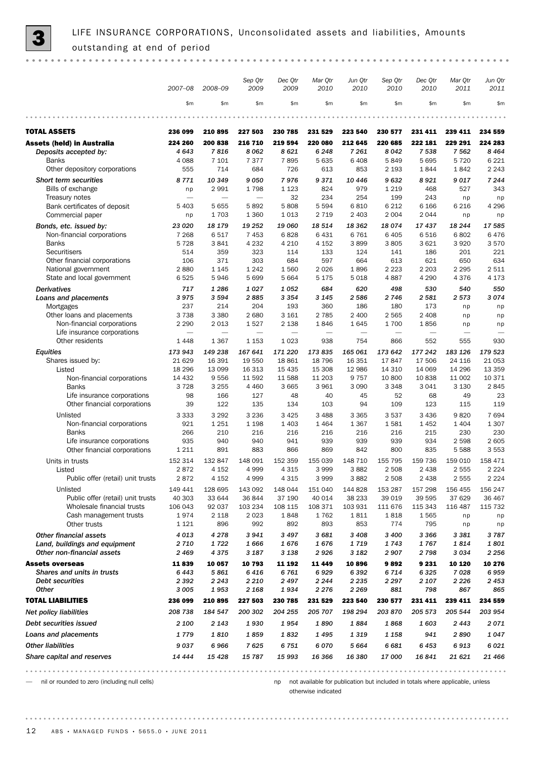# 3 LIFE INSURANCE CORPORATIONS, Unconsolidated assets and liabilities, Amounts outstanding at end of period

| | 2007–08 | 2008–09 | Sep Qtr 2009 | Dec Qtr 2009 | Mar Qtr 2010 | Jun Qtr 2010 | Sep Qtr 2010 | Dec Qtr 2010 | Mar Qtr 2011 | Jun Qtr 2011 |
|---|---|---|---|---|---|---|---|---|---|---|
| | $m | $m | $m | $m | $m | $m | $m | $m | $m | $m |
| **TOTAL ASSETS** | **236 099** | **210 895** | **227 503** | **230 785** | **231 529** | **223 540** | **230 577** | **231 411** | **239 411** | **234 559** |
| **Assets (held) in Australia** | **224 260** | **200 838** | **216 710** | **219 594** | **220 080** | **212 645** | **220 685** | **222 181** | **229 291** | **224 283** |
| *Deposits accepted by:* | *4 643* | *7 816* | *8 062* | *8 621* | *6 248* | *7 261* | *8 042* | *7 538* | *7 562* | *8 464* |
| Banks | 4 088 | 7 101 | 7 377 | 7 895 | 5 635 | 6 408 | 5 849 | 5 695 | 5 720 | 6 221 |
| Other depository corporations | 555 | 714 | 684 | 726 | 613 | 853 | 2 193 | 1 844 | 1 842 | 2 243 |
| *Short term securities* | *8 771* | *10 349* | *9 050* | *7 976* | *9 371* | *10 446* | *9 632* | *8 921* | *9 017* | *7 244* |
| Bills of exchange | np | 2 991 | 1 798 | 1 123 | 824 | 979 | 1 219 | 468 | 527 | 343 |
| Treasury notes | — | — | — | 32 | 234 | 254 | 199 | 243 | np | np |
| Bank certificates of deposit | 5 403 | 5 655 | 5 892 | 5 808 | 5 594 | 6 810 | 6 212 | 6 166 | 6 216 | 4 296 |
| Commercial paper | np | 1 703 | 1 360 | 1 013 | 2 719 | 2 403 | 2 004 | 2 044 | np | np |
| *Bonds, etc. issued by:* | *23 020* | *18 179* | *19 252* | *19 060* | *18 514* | *18 362* | *18 074* | *17 437* | *18 244* | *17 585* |
| Non-financial corporations | 7 268 | 6 517 | 7 453 | 6 828 | 6 431 | 6 761 | 6 405 | 6 516 | 6 802 | 6 476 |
| Banks | 5 728 | 3 841 | 4 232 | 4 210 | 4 152 | 3 899 | 3 805 | 3 621 | 3 920 | 3 570 |
| Securitisers | 514 | 359 | 323 | 114 | 133 | 124 | 141 | 186 | 201 | 221 |
| Other financial corporations | 106 | 371 | 303 | 684 | 597 | 664 | 613 | 621 | 650 | 634 |
| National government | 2 880 | 1 145 | 1 242 | 1 560 | 2 026 | 1 896 | 2 223 | 2 203 | 2 295 | 2 511 |
| State and local government | 6 525 | 5 946 | 5 699 | 5 664 | 5 175 | 5 018 | 4 887 | 4 290 | 4 376 | 4 173 |
| *Derivatives* | *717* | *1 286* | *1 027* | *1 052* | *684* | *620* | *498* | *530* | *540* | *550* |
| *Loans and placements* | *3 975* | *3 594* | *2 885* | *3 354* | *3 145* | *2 586* | *2 746* | *2 581* | *2 573* | *3 074* |
| Mortgages | 237 | 214 | 204 | 193 | 360 | 186 | 180 | 173 | np | np |
| Other loans and placements | 3 738 | 3 380 | 2 680 | 3 161 | 2 785 | 2 400 | 2 565 | 2 408 | np | np |
| Non-financial corporations | 2 290 | 2 013 | 1 527 | 2 138 | 1 846 | 1 645 | 1 700 | 1 856 | np | np |
| Life insurance corporations | — | — | — | — | — | — | — | — | — | — |
| Other residents | 1 448 | 1 367 | 1 153 | 1 023 | 938 | 754 | 866 | 552 | 555 | 930 |
| *Equities* | *173 943* | *149 238* | *167 641* | *171 220* | *173 835* | *165 061* | *173 642* | *177 242* | *183 126* | *179 523* |
| Shares issued by: | 21 629 | 16 391 | 19 550 | 18 861 | 18 796 | 16 351 | 17 847 | 17 506 | 24 116 | 21 053 |
| Listed | 18 296 | 13 099 | 16 313 | 15 435 | 15 308 | 12 986 | 14 310 | 14 069 | 14 296 | 13 359 |
| Non-financial corporations | 14 432 | 9 556 | 11 592 | 11 588 | 11 203 | 9 757 | 10 800 | 10 838 | 11 002 | 10 371 |
| Banks | 3 728 | 3 255 | 4 460 | 3 665 | 3 961 | 3 090 | 3 348 | 3 041 | 3 130 | 2 845 |
| Life insurance corporations | 98 | 166 | 127 | 48 | 40 | 45 | 52 | 68 | 49 | 23 |
| Other financial corporations | 39 | 122 | 135 | 134 | 103 | 94 | 109 | 123 | 115 | 119 |
| Unlisted | 3 333 | 3 292 | 3 236 | 3 425 | 3 488 | 3 365 | 3 537 | 3 436 | 9 820 | 7 694 |
| Non-financial corporations | 921 | 1 251 | 1 198 | 1 403 | 1 464 | 1 367 | 1 581 | 1 452 | 1 404 | 1 307 |
| Banks | 266 | 210 | 216 | 216 | 216 | 216 | 216 | 215 | 230 | 230 |
| Life insurance corporations | 935 | 940 | 940 | 941 | 939 | 939 | 939 | 934 | 2 598 | 2 605 |
| Other financial corporations | 1 211 | 891 | 883 | 866 | 869 | 842 | 800 | 835 | 5 588 | 3 553 |
| Units in trusts | 152 314 | 132 847 | 148 091 | 152 359 | 155 039 | 148 710 | 155 795 | 159 736 | 159 010 | 158 471 |
| Listed | 2 872 | 4 152 | 4 999 | 4 315 | 3 999 | 3 882 | 2 508 | 2 438 | 2 555 | 2 224 |
| Public offer (retail) unit trusts | 2 872 | 4 152 | 4 999 | 4 315 | 3 999 | 3 882 | 2 508 | 2 438 | 2 555 | 2 224 |
| Unlisted | 149 441 | 128 695 | 143 092 | 148 044 | 151 040 | 144 828 | 153 287 | 157 298 | 156 455 | 156 247 |
| Public offer (retail) unit trusts | 40 303 | 33 644 | 36 844 | 37 190 | 40 014 | 38 233 | 39 019 | 39 595 | 37 629 | 36 467 |
| Wholesale financial trusts | 106 043 | 92 037 | 103 234 | 108 115 | 108 371 | 103 931 | 111 676 | 115 343 | 116 487 | 115 732 |
| Cash management trusts | 1 974 | 2 118 | 2 023 | 1 848 | 1 762 | 1 811 | 1 818 | 1 565 | np | np |
| Other trusts | 1 121 | 896 | 992 | 892 | 893 | 853 | 774 | 795 | np | np |
| *Other financial assets* | *4 013* | *4 278* | *3 941* | *3 497* | *3 681* | *3 408* | *3 400* | *3 366* | *3 381* | *3 787* |
| *Land, buildings and equipment* | *2 710* | *1 722* | *1 666* | *1 676* | *1 676* | *1 719* | *1 743* | *1 767* | *1 814* | *1 801* |
| *Other non-financial assets* | *2 469* | *4 375* | *3 187* | *3 138* | *2 926* | *3 182* | *2 907* | *2 798* | *3 034* | *2 256* |
| **Assets overseas** | **11 839** | **10 057** | **10 793** | **11 192** | **11 449** | **10 896** | **9 892** | **9 231** | **10 120** | **10 276** |
| *Shares and units in trusts* | *6 443* | *5 861* | *6 416* | *6 761* | *6 929* | *6 392* | *6 714* | *6 325* | *7 028* | *6 959* |
| *Debt securities* | *2 392* | *2 243* | *2 210* | *2 497* | *2 244* | *2 235* | *2 297* | *2 107* | *2 226* | *2 453* |
| *Other* | *3 005* | *1 953* | *2 168* | *1 934* | *2 276* | *2 269* | *881* | *798* | *867* | *865* |
| **TOTAL LIABILITIES** | **236 099** | **210 895** | **227 503** | **230 785** | **231 529** | **223 540** | **230 577** | **231 411** | **239 411** | **234 559** |
| *Net policy liabilities* | *208 738* | *184 547* | *200 302* | *204 255* | *205 707* | *198 294* | *203 870* | *205 573* | *205 544* | *203 954* |
| *Debt securities issued* | *2 100* | *2 143* | *1 930* | *1 954* | *1 890* | *1 884* | *1 868* | *1 603* | *2 443* | *2 071* |
| *Loans and placements* | *1 779* | *1 810* | *1 859* | *1 832* | *1 495* | *1 319* | *1 158* | *941* | *2 890* | *1 047* |
| *Other liabilities* | *9 037* | *6 966* | *7 625* | *6 751* | *6 070* | *5 664* | *6 681* | *6 453* | *6 913* | *6 021* |
| *Share capital and reserves* | *14 444* | *15 428* | *15 787* | *15 993* | *16 366* | *16 380* | *17 000* | *16 841* | *21 621* | *21 466* |

— nil or rounded to zero (including null cells)

np not available for publication but included in totals where applicable, unless otherwise indicated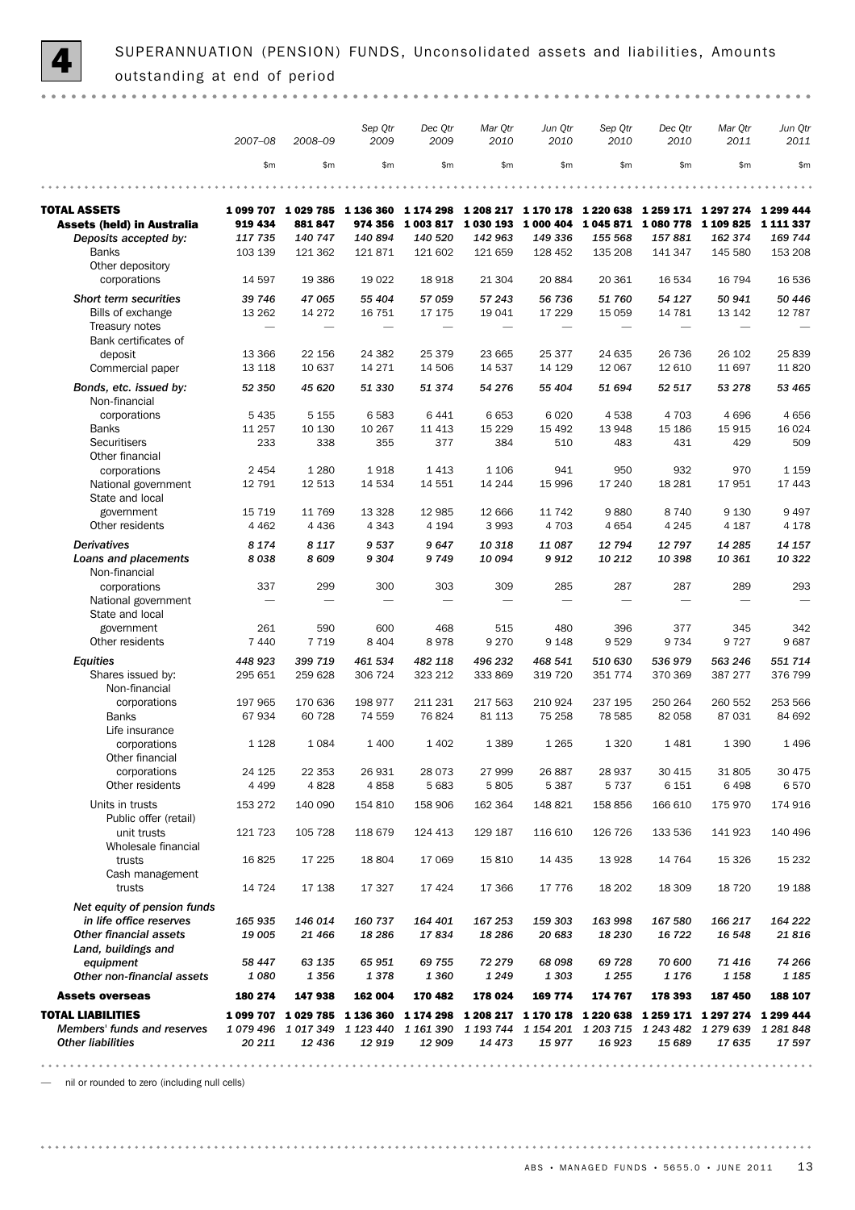# 4 SUPERANNUATION (PENSION) FUNDS, Unconsolidated assets and liabilities, Amounts outstanding at end of period

| | 2007–08 | 2008–09 | Sep Qtr 2009 | Dec Qtr 2009 | Mar Qtr 2010 | Jun Qtr 2010 | Sep Qtr 2010 | Dec Qtr 2010 | Mar Qtr 2011 | Jun Qtr 2011 |
|---|---|---|---|---|---|---|---|---|---|---|
| | $m | $m | $m | $m | $m | $m | $m | $m | $m | $m |
| **TOTAL ASSETS** | **1 099 707** | **1 029 785** | **1 136 360** | **1 174 298** | **1 208 217** | **1 170 178** | **1 220 638** | **1 259 171** | **1 297 274** | **1 299 444** |
| **Assets (held) in Australia** | **919 434** | **881 847** | **974 356** | **1 003 817** | **1 030 193** | **1 000 404** | **1 045 871** | **1 080 778** | **1 109 825** | **1 111 337** |
| *Deposits accepted by:* | *117 735* | *140 747* | *140 894* | *140 520* | *142 963* | *149 336* | *155 568* | *157 881* | *162 374* | *169 744* |
| Banks | 103 139 | 121 362 | 121 871 | 121 602 | 121 659 | 128 452 | 135 208 | 141 347 | 145 580 | 153 208 |
| Other depository corporations | 14 597 | 19 386 | 19 022 | 18 918 | 21 304 | 20 884 | 20 361 | 16 534 | 16 794 | 16 536 |
| *Short term securities* | *39 746* | *47 065* | *55 404* | *57 059* | *57 243* | *56 736* | *51 760* | *54 127* | *50 941* | *50 446* |
| Bills of exchange | 13 262 | 14 272 | 16 751 | 17 175 | 19 041 | 17 229 | 15 059 | 14 781 | 13 142 | 12 787 |
| Treasury notes | — | — | — | — | — | — | — | — | — | — |
| Bank certificates of deposit | 13 366 | 22 156 | 24 382 | 25 379 | 23 665 | 25 377 | 24 635 | 26 736 | 26 102 | 25 839 |
| Commercial paper | 13 118 | 10 637 | 14 271 | 14 506 | 14 537 | 14 129 | 12 067 | 12 610 | 11 697 | 11 820 |
| *Bonds, etc. issued by:* | *52 350* | *45 620* | *51 330* | *51 374* | *54 276* | *55 404* | *51 694* | *52 517* | *53 278* | *53 465* |
| Non-financial corporations | 5 435 | 5 155 | 6 583 | 6 441 | 6 653 | 6 020 | 4 538 | 4 703 | 4 696 | 4 656 |
| Banks | 11 257 | 10 130 | 10 267 | 11 413 | 15 229 | 15 492 | 13 948 | 15 186 | 15 915 | 16 024 |
| Securitisers | 233 | 338 | 355 | 377 | 384 | 510 | 483 | 431 | 429 | 509 |
| Other financial corporations | 2 454 | 1 280 | 1 918 | 1 413 | 1 106 | 941 | 950 | 932 | 970 | 1 159 |
| National government | 12 791 | 12 513 | 14 534 | 14 551 | 14 244 | 15 996 | 17 240 | 18 281 | 17 951 | 17 443 |
| State and local government | 15 719 | 11 769 | 13 328 | 12 985 | 12 666 | 11 742 | 9 880 | 8 740 | 9 130 | 9 497 |
| Other residents | 4 462 | 4 436 | 4 343 | 4 194 | 3 993 | 4 703 | 4 654 | 4 245 | 4 187 | 4 178 |
| *Derivatives* | *8 174* | *8 117* | *9 537* | *9 647* | *10 318* | *11 087* | *12 794* | *12 797* | *14 285* | *14 157* |
| *Loans and placements* | *8 038* | *8 609* | *9 304* | *9 749* | *10 094* | *9 912* | *10 212* | *10 398* | *10 361* | *10 322* |
| Non-financial corporations | 337 | 299 | 300 | 303 | 309 | 285 | 287 | 287 | 289 | 293 |
| National government | — | — | — | — | — | — | — | — | — | — |
| State and local government | 261 | 590 | 600 | 468 | 515 | 480 | 396 | 377 | 345 | 342 |
| Other residents | 7 440 | 7 719 | 8 404 | 8 978 | 9 270 | 9 148 | 9 529 | 9 734 | 9 727 | 9 687 |
| *Equities* | *448 923* | *399 719* | *461 534* | *482 118* | *496 232* | *468 541* | *510 630* | *536 979* | *563 246* | *551 714* |
| Shares issued by: | 295 651 | 259 628 | 306 724 | 323 212 | 333 869 | 319 720 | 351 774 | 370 369 | 387 277 | 376 799 |
| Non-financial corporations | 197 965 | 170 636 | 198 977 | 211 231 | 217 563 | 210 924 | 237 195 | 250 264 | 260 552 | 253 566 |
| Banks | 67 934 | 60 728 | 74 559 | 76 824 | 81 113 | 75 258 | 78 585 | 82 058 | 87 031 | 84 692 |
| Life insurance corporations | 1 128 | 1 084 | 1 400 | 1 402 | 1 389 | 1 265 | 1 320 | 1 481 | 1 390 | 1 496 |
| Other financial corporations | 24 125 | 22 353 | 26 931 | 28 073 | 27 999 | 26 887 | 28 937 | 30 415 | 31 805 | 30 475 |
| Other residents | 4 499 | 4 828 | 4 858 | 5 683 | 5 805 | 5 387 | 5 737 | 6 151 | 6 498 | 6 570 |
| Units in trusts | 153 272 | 140 090 | 154 810 | 158 906 | 162 364 | 148 821 | 158 856 | 166 610 | 175 970 | 174 916 |
| Public offer (retail) unit trusts | 121 723 | 105 728 | 118 679 | 124 413 | 129 187 | 116 610 | 126 726 | 133 536 | 141 923 | 140 496 |
| Wholesale financial trusts | 16 825 | 17 225 | 18 804 | 17 069 | 15 810 | 14 435 | 13 928 | 14 764 | 15 326 | 15 232 |
| Cash management trusts | 14 724 | 17 138 | 17 327 | 17 424 | 17 366 | 17 776 | 18 202 | 18 309 | 18 720 | 19 188 |
| *Net equity of pension funds in life office reserves* | *165 935* | *146 014* | *160 737* | *164 401* | *167 253* | *159 303* | *163 998* | *167 580* | *166 217* | *164 222* |
| *Other financial assets* | *19 005* | *21 466* | *18 286* | *17 834* | *18 286* | *20 683* | *18 230* | *16 722* | *16 548* | *21 816* |
| *Land, buildings and equipment* | *58 447* | *63 135* | *65 951* | *69 755* | *72 279* | *68 098* | *69 728* | *70 600* | *71 416* | *74 266* |
| *Other non-financial assets* | *1 080* | *1 356* | *1 378* | *1 360* | *1 249* | *1 303* | *1 255* | *1 176* | *1 158* | *1 185* |
| **Assets overseas** | **180 274** | **147 938** | **162 004** | **170 482** | **178 024** | **169 774** | **174 767** | **178 393** | **187 450** | **188 107** |
| **TOTAL LIABILITIES** | **1 099 707** | **1 029 785** | **1 136 360** | **1 174 298** | **1 208 217** | **1 170 178** | **1 220 638** | **1 259 171** | **1 297 274** | **1 299 444** |
| *Members' funds and reserves* | *1 079 496* | *1 017 349* | *1 123 440* | *1 161 390* | *1 193 744* | *1 154 201* | *1 203 715* | *1 243 482* | *1 279 639* | *1 281 848* |
| *Other liabilities* | *20 211* | *12 436* | *12 919* | *12 909* | *14 473* | *15 977* | *16 923* | *15 689* | *17 635* | *17 597* |

— nil or rounded to zero (including null cells)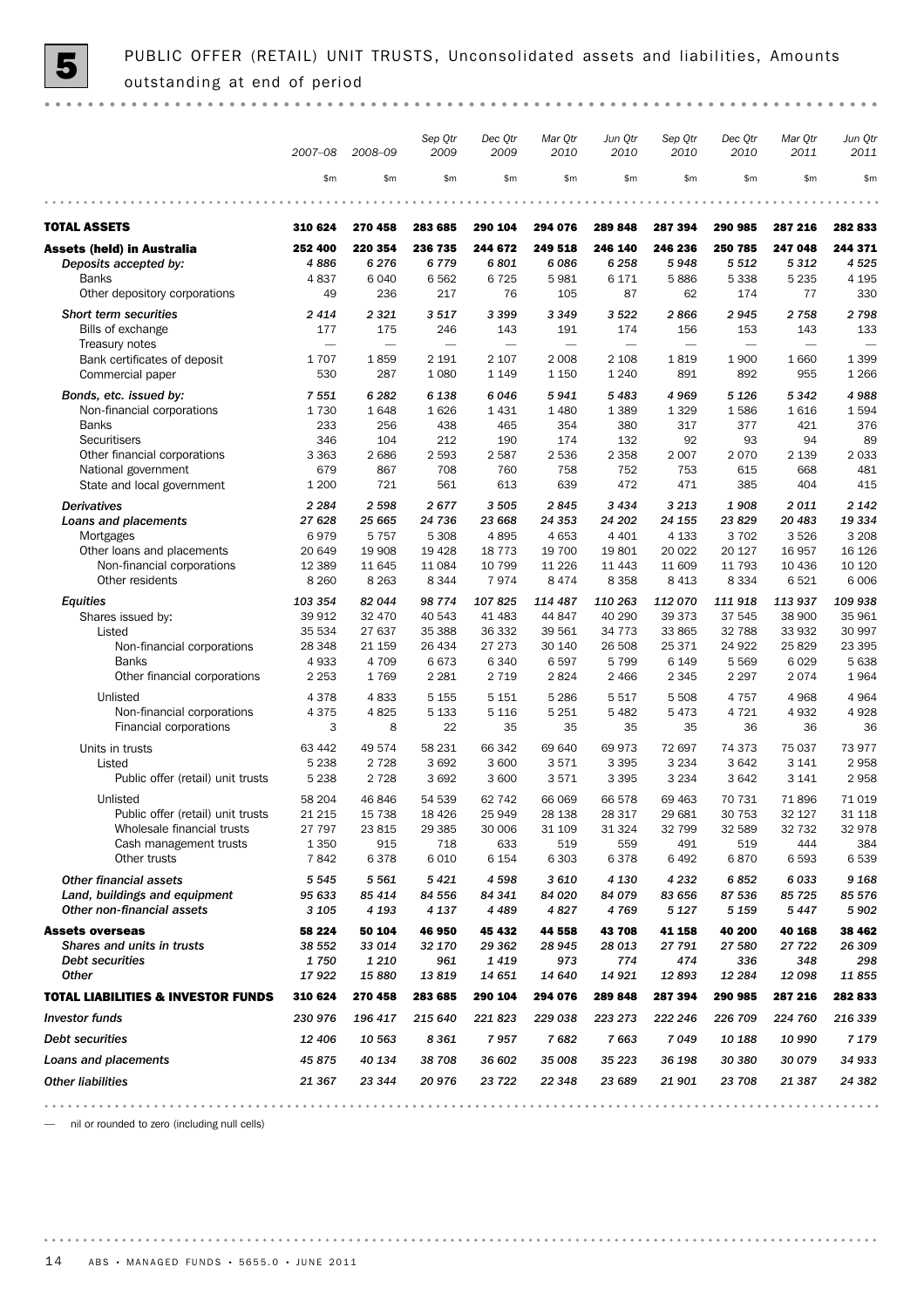## 5 PUBLIC OFFER (RETAIL) UNIT TRUSTS, Unconsolidated assets and liabilities, Amounts outstanding at end of period

| | 2007–08 | 2008–09 | Sep Qtr 2009 | Dec Qtr 2009 | Mar Qtr 2010 | Jun Qtr 2010 | Sep Qtr 2010 | Dec Qtr 2010 | Mar Qtr 2011 | Jun Qtr 2011 |
|---|---|---|---|---|---|---|---|---|---|---|
| | $m | $m | $m | $m | $m | $m | $m | $m | $m | $m |
| **TOTAL ASSETS** | **310 624** | **270 458** | **283 685** | **290 104** | **294 076** | **289 848** | **287 394** | **290 985** | **287 216** | **282 833** |
| **Assets (held) in Australia** | **252 400** | **220 354** | **236 735** | **244 672** | **249 518** | **246 140** | **246 236** | **250 785** | **247 048** | **244 371** |
| *Deposits accepted by:* | *4 886* | *6 276* | *6 779* | *6 801* | *6 086* | *6 258* | *5 948* | *5 512* | *5 312* | *4 525* |
| Banks | 4 837 | 6 040 | 6 562 | 6 725 | 5 981 | 6 171 | 5 886 | 5 338 | 5 235 | 4 195 |
| Other depository corporations | 49 | 236 | 217 | 76 | 105 | 87 | 62 | 174 | 77 | 330 |
| *Short term securities* | *2 414* | *2 321* | *3 517* | *3 399* | *3 349* | *3 522* | *2 866* | *2 945* | *2 758* | *2 798* |
| Bills of exchange | 177 | 175 | 246 | 143 | 191 | 174 | 156 | 153 | 143 | 133 |
| Treasury notes | — | — | — | — | — | — | — | — | — | — |
| Bank certificates of deposit | 1 707 | 1 859 | 2 191 | 2 107 | 2 008 | 2 108 | 1 819 | 1 900 | 1 660 | 1 399 |
| Commercial paper | 530 | 287 | 1 080 | 1 149 | 1 150 | 1 240 | 891 | 892 | 955 | 1 266 |
| *Bonds, etc. issued by:* | *7 551* | *6 282* | *6 138* | *6 046* | *5 941* | *5 483* | *4 969* | *5 126* | *5 342* | *4 988* |
| Non-financial corporations | 1 730 | 1 648 | 1 626 | 1 431 | 1 480 | 1 389 | 1 329 | 1 586 | 1 616 | 1 594 |
| Banks | 233 | 256 | 438 | 465 | 354 | 380 | 317 | 377 | 421 | 376 |
| Securitisers | 346 | 104 | 212 | 190 | 174 | 132 | 92 | 93 | 94 | 89 |
| Other financial corporations | 3 363 | 2 686 | 2 593 | 2 587 | 2 536 | 2 358 | 2 007 | 2 070 | 2 139 | 2 033 |
| National government | 679 | 867 | 708 | 760 | 758 | 752 | 753 | 615 | 668 | 481 |
| State and local government | 1 200 | 721 | 561 | 613 | 639 | 472 | 471 | 385 | 404 | 415 |
| *Derivatives* | *2 284* | *2 598* | *2 677* | *3 505* | *2 845* | *3 434* | *3 213* | *1 908* | *2 011* | *2 142* |
| *Loans and placements* | *27 628* | *25 665* | *24 736* | *23 668* | *24 353* | *24 202* | *24 155* | *23 829* | *20 483* | *19 334* |
| Mortgages | 6 979 | 5 757 | 5 308 | 4 895 | 4 653 | 4 401 | 4 133 | 3 702 | 3 526 | 3 208 |
| Other loans and placements | 20 649 | 19 908 | 19 428 | 18 773 | 19 700 | 19 801 | 20 022 | 20 127 | 16 957 | 16 126 |
| Non-financial corporations | 12 389 | 11 645 | 11 084 | 10 799 | 11 226 | 11 443 | 11 609 | 11 793 | 10 436 | 10 120 |
| Other residents | 8 260 | 8 263 | 8 344 | 7 974 | 8 474 | 8 358 | 8 413 | 8 334 | 6 521 | 6 006 |
| *Equities* | *103 354* | *82 044* | *98 774* | *107 825* | *114 487* | *110 263* | *112 070* | *111 918* | *113 937* | *109 938* |
| Shares issued by: | 39 912 | 32 470 | 40 543 | 41 483 | 44 847 | 40 290 | 39 373 | 37 545 | 38 900 | 35 961 |
| Listed | 35 534 | 27 637 | 35 388 | 36 332 | 39 561 | 34 773 | 33 865 | 32 788 | 33 932 | 30 997 |
| Non-financial corporations | 28 348 | 21 159 | 26 434 | 27 273 | 30 140 | 26 508 | 25 371 | 24 922 | 25 829 | 23 395 |
| Banks | 4 933 | 4 709 | 6 673 | 6 340 | 6 597 | 5 799 | 6 149 | 5 569 | 6 029 | 5 638 |
| Other financial corporations | 2 253 | 1 769 | 2 281 | 2 719 | 2 824 | 2 466 | 2 345 | 2 297 | 2 074 | 1 964 |
| Unlisted | 4 378 | 4 833 | 5 155 | 5 151 | 5 286 | 5 517 | 5 508 | 4 757 | 4 968 | 4 964 |
| Non-financial corporations | 4 375 | 4 825 | 5 133 | 5 116 | 5 251 | 5 482 | 5 473 | 4 721 | 4 932 | 4 928 |
| Financial corporations | 3 | 8 | 22 | 35 | 35 | 35 | 35 | 36 | 36 | 36 |
| Units in trusts | 63 442 | 49 574 | 58 231 | 66 342 | 69 640 | 69 973 | 72 697 | 74 373 | 75 037 | 73 977 |
| Listed | 5 238 | 2 728 | 3 692 | 3 600 | 3 571 | 3 395 | 3 234 | 3 642 | 3 141 | 2 958 |
| Public offer (retail) unit trusts | 5 238 | 2 728 | 3 692 | 3 600 | 3 571 | 3 395 | 3 234 | 3 642 | 3 141 | 2 958 |
| Unlisted | 58 204 | 46 846 | 54 539 | 62 742 | 66 069 | 66 578 | 69 463 | 70 731 | 71 896 | 71 019 |
| Public offer (retail) unit trusts | 21 215 | 15 738 | 18 426 | 25 949 | 28 138 | 28 317 | 29 681 | 30 753 | 32 127 | 31 118 |
| Wholesale financial trusts | 27 797 | 23 815 | 29 385 | 30 006 | 31 109 | 31 324 | 32 799 | 32 589 | 32 732 | 32 978 |
| Cash management trusts | 1 350 | 915 | 718 | 633 | 519 | 559 | 491 | 519 | 444 | 384 |
| Other trusts | 7 842 | 6 378 | 6 010 | 6 154 | 6 303 | 6 378 | 6 492 | 6 870 | 6 593 | 6 539 |
| *Other financial assets* | *5 545* | *5 561* | *5 421* | *4 598* | *3 610* | *4 130* | *4 232* | *6 852* | *6 033* | *9 168* |
| *Land, buildings and equipment* | *95 633* | *85 414* | *84 556* | *84 341* | *84 020* | *84 079* | *83 656* | *87 536* | *85 725* | *85 576* |
| *Other non-financial assets* | *3 105* | *4 193* | *4 137* | *4 489* | *4 827* | *4 769* | *5 127* | *5 159* | *5 447* | *5 902* |
| **Assets overseas** | **58 224** | **50 104** | **46 950** | **45 432** | **44 558** | **43 708** | **41 158** | **40 200** | **40 168** | **38 462** |
| *Shares and units in trusts* | *38 552* | *33 014* | *32 170* | *29 362* | *28 945* | *28 013* | *27 791* | *27 580* | *27 722* | *26 309* |
| *Debt securities* | *1 750* | *1 210* | *961* | *1 419* | *973* | *774* | *474* | *336* | *348* | *298* |
| *Other* | *17 922* | *15 880* | *13 819* | *14 651* | *14 640* | *14 921* | *12 893* | *12 284* | *12 098* | *11 855* |
| **TOTAL LIABILITIES & INVESTOR FUNDS** | **310 624** | **270 458** | **283 685** | **290 104** | **294 076** | **289 848** | **287 394** | **290 985** | **287 216** | **282 833** |
| *Investor funds* | *230 976* | *196 417* | *215 640* | *221 823* | *229 038* | *223 273* | *222 246* | *226 709* | *224 760* | *216 339* |
| *Debt securities* | *12 406* | *10 563* | *8 361* | *7 957* | *7 682* | *7 663* | *7 049* | *10 188* | *10 990* | *7 179* |
| *Loans and placements* | *45 875* | *40 134* | *38 708* | *36 602* | *35 008* | *35 223* | *36 198* | *30 380* | *30 079* | *34 933* |
| *Other liabilities* | *21 367* | *23 344* | *20 976* | *23 722* | *22 348* | *23 689* | *21 901* | *23 708* | *21 387* | *24 382* |

— nil or rounded to zero (including null cells)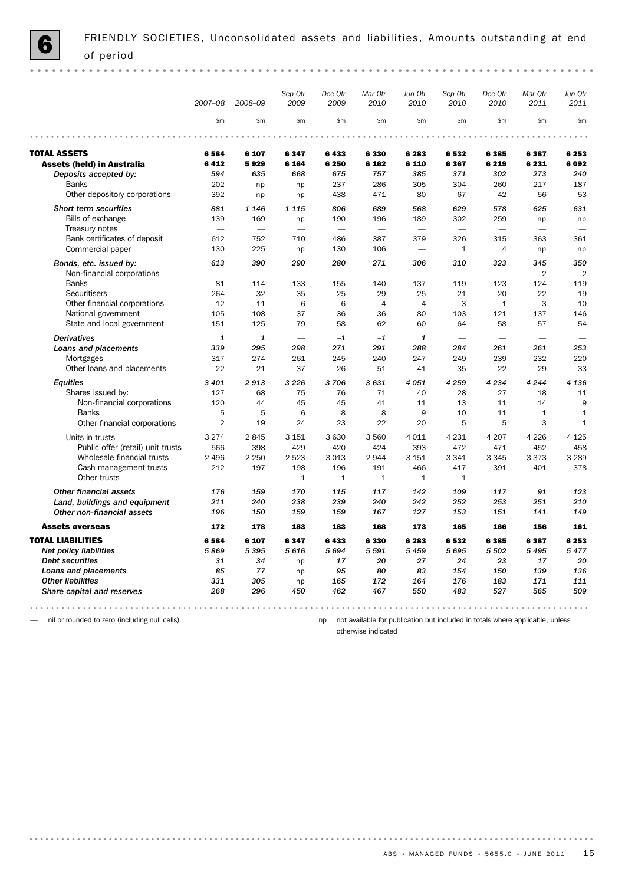# 6 FRIENDLY SOCIETIES, Unconsolidated assets and liabilities, Amounts outstanding at end of period

| | 2007–08 | 2008–09 | Sep Qtr 2009 | Dec Qtr 2009 | Mar Qtr 2010 | Jun Qtr 2010 | Sep Qtr 2010 | Dec Qtr 2010 | Mar Qtr 2011 | Jun Qtr 2011 |
|---|---|---|---|---|---|---|---|---|---|---|
| | $m | $m | $m | $m | $m | $m | $m | $m | $m | $m |
| **TOTAL ASSETS** | **6 584** | **6 107** | **6 347** | **6 433** | **6 330** | **6 283** | **6 532** | **6 385** | **6 387** | **6 253** |
| **Assets (held) in Australia** | **6 412** | **5 929** | **6 164** | **6 250** | **6 162** | **6 110** | **6 367** | **6 219** | **6 231** | **6 092** |
| *Deposits accepted by:* | *594* | *635* | *668* | *675* | *757* | *385* | *371* | *302* | *273* | *240* |
| Banks | 202 | np | np | 237 | 286 | 305 | 304 | 260 | 217 | 187 |
| Other depository corporations | 392 | np | np | 438 | 471 | 80 | 67 | 42 | 56 | 53 |
| *Short term securities* | *881* | *1 146* | *1 115* | *806* | *689* | *568* | *629* | *578* | *625* | *631* |
| Bills of exchange | 139 | 169 | np | 190 | 196 | 189 | 302 | 259 | np | np |
| Treasury notes | — | — | — | — | — | — | — | — | — | — |
| Bank certificates of deposit | 612 | 752 | 710 | 486 | 387 | 379 | 326 | 315 | 363 | 361 |
| Commercial paper | 130 | 225 | np | 130 | 106 | — | 1 | 4 | np | np |
| *Bonds, etc. issued by:* | *613* | *390* | *290* | *280* | *271* | *306* | *310* | *323* | *345* | *350* |
| Non-financial corporations | — | — | — | — | — | — | — | — | 2 | 2 |
| Banks | 81 | 114 | 133 | 155 | 140 | 137 | 119 | 123 | 124 | 119 |
| Securitisers | 264 | 32 | 35 | 25 | 29 | 25 | 21 | 20 | 22 | 19 |
| Other financial corporations | 12 | 11 | 6 | 6 | 4 | 4 | 3 | 1 | 3 | 10 |
| National government | 105 | 108 | 37 | 36 | 36 | 80 | 103 | 121 | 137 | 146 |
| State and local government | 151 | 125 | 79 | 58 | 62 | 60 | 64 | 58 | 57 | 54 |
| *Derivatives* | *1* | *1* | — | *–1* | *–1* | *1* | — | — | — | — |
| *Loans and placements* | *339* | *295* | *298* | *271* | *291* | *288* | *284* | *261* | *261* | *253* |
| Mortgages | 317 | 274 | 261 | 245 | 240 | 247 | 249 | 239 | 232 | 220 |
| Other loans and placements | 22 | 21 | 37 | 26 | 51 | 41 | 35 | 22 | 29 | 33 |
| *Equities* | *3 401* | *2 913* | *3 226* | *3 706* | *3 631* | *4 051* | *4 259* | *4 234* | *4 244* | *4 136* |
| Shares issued by: | 127 | 68 | 75 | 76 | 71 | 40 | 28 | 27 | 18 | 11 |
| Non-financial corporations | 120 | 44 | 45 | 45 | 41 | 11 | 13 | 11 | 14 | 9 |
| Banks | 5 | 5 | 6 | 8 | 8 | 9 | 10 | 11 | 1 | 1 |
| Other financial corporations | 2 | 19 | 24 | 23 | 22 | 20 | 5 | 5 | 3 | 1 |
| Units in trusts | 3 274 | 2 845 | 3 151 | 3 630 | 3 560 | 4 011 | 4 231 | 4 207 | 4 226 | 4 125 |
| Public offer (retail) unit trusts | 566 | 398 | 429 | 420 | 424 | 393 | 472 | 471 | 452 | 458 |
| Wholesale financial trusts | 2 496 | 2 250 | 2 523 | 3 013 | 2 944 | 3 151 | 3 341 | 3 345 | 3 373 | 3 289 |
| Cash management trusts | 212 | 197 | 198 | 196 | 191 | 466 | 417 | 391 | 401 | 378 |
| Other trusts | — | — | 1 | 1 | 1 | 1 | 1 | — | — | — |
| *Other financial assets* | *176* | *159* | *170* | *115* | *117* | *142* | *109* | *117* | *91* | *123* |
| *Land, buildings and equipment* | *211* | *240* | *238* | *239* | *240* | *242* | *252* | *253* | *251* | *210* |
| *Other non-financial assets* | *196* | *150* | *159* | *159* | *167* | *127* | *153* | *151* | *141* | *149* |
| **Assets overseas** | **172** | **178** | **183** | **183** | **168** | **173** | **165** | **166** | **156** | **161** |
| **TOTAL LIABILITIES** | **6 584** | **6 107** | **6 347** | **6 433** | **6 330** | **6 283** | **6 532** | **6 385** | **6 387** | **6 253** |
| *Net policy liabilities* | *5 869* | *5 395* | *5 616* | *5 694* | *5 591* | *5 459* | *5 695* | *5 502* | *5 495* | *5 477* |
| *Debt securities* | *31* | *34* | np | *17* | *20* | *27* | *24* | *23* | *17* | *20* |
| *Loans and placements* | *85* | *77* | np | *95* | *80* | *83* | *154* | *150* | *139* | *136* |
| *Other liabilities* | *331* | *305* | np | *165* | *172* | *164* | *176* | *183* | *171* | *111* |
| *Share capital and reserves* | *268* | *296* | *450* | *462* | *467* | *550* | *483* | *527* | *565* | *509* |

— nil or rounded to zero (including null cells)

np not available for publication but included in totals where applicable, unless otherwise indicated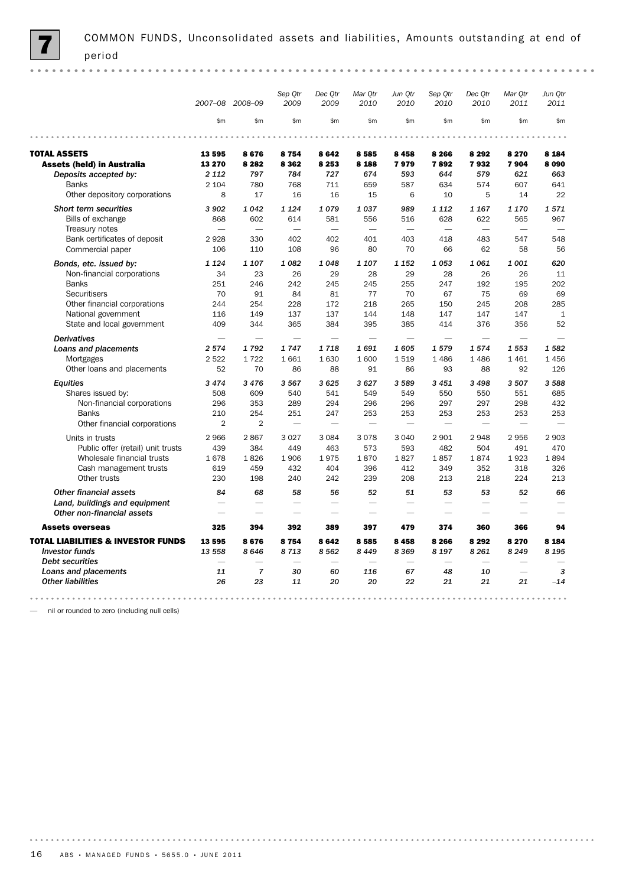## 7 COMMON FUNDS, Unconsolidated assets and liabilities, Amounts outstanding at end of period

| | 2007–08 | 2008–09 | Sep Qtr 2009 | Dec Qtr 2009 | Mar Qtr 2010 | Jun Qtr 2010 | Sep Qtr 2010 | Dec Qtr 2010 | Mar Qtr 2011 | Jun Qtr 2011 |
|---|---|---|---|---|---|---|---|---|---|---|
| | $m | $m | $m | $m | $m | $m | $m | $m | $m | $m |
| **TOTAL ASSETS** | **13 595** | **8 676** | **8 754** | **8 642** | **8 585** | **8 458** | **8 266** | **8 292** | **8 270** | **8 184** |
| **Assets (held) in Australia** | **13 270** | **8 282** | **8 362** | **8 253** | **8 188** | **7 979** | **7 892** | **7 932** | **7 904** | **8 090** |
| *Deposits accepted by:* | *2 112* | *797* | *784* | *727* | *674* | *593* | *644* | *579* | *621* | *663* |
| Banks | 2 104 | 780 | 768 | 711 | 659 | 587 | 634 | 574 | 607 | 641 |
| Other depository corporations | 8 | 17 | 16 | 16 | 15 | 6 | 10 | 5 | 14 | 22 |
| *Short term securities* | *3 902* | *1 042* | *1 124* | *1 079* | *1 037* | *989* | *1 112* | *1 167* | *1 170* | *1 571* |
| Bills of exchange | 868 | 602 | 614 | 581 | 556 | 516 | 628 | 622 | 565 | 967 |
| Treasury notes | — | — | — | — | — | — | — | — | — | — |
| Bank certificates of deposit | 2 928 | 330 | 402 | 402 | 401 | 403 | 418 | 483 | 547 | 548 |
| Commercial paper | 106 | 110 | 108 | 96 | 80 | 70 | 66 | 62 | 58 | 56 |
| *Bonds, etc. issued by:* | *1 124* | *1 107* | *1 082* | *1 048* | *1 107* | *1 152* | *1 053* | *1 061* | *1 001* | *620* |
| Non-financial corporations | 34 | 23 | 26 | 29 | 28 | 29 | 28 | 26 | 26 | 11 |
| Banks | 251 | 246 | 242 | 245 | 245 | 255 | 247 | 192 | 195 | 202 |
| Securitisers | 70 | 91 | 84 | 81 | 77 | 70 | 67 | 75 | 69 | 69 |
| Other financial corporations | 244 | 254 | 228 | 172 | 218 | 265 | 150 | 245 | 208 | 285 |
| National government | 116 | 149 | 137 | 137 | 144 | 148 | 147 | 147 | 147 | 1 |
| State and local government | 409 | 344 | 365 | 384 | 395 | 385 | 414 | 376 | 356 | 52 |
| *Derivatives* | — | — | — | — | — | — | — | — | — | — |
| *Loans and placements* | *2 574* | *1 792* | *1 747* | *1 718* | *1 691* | *1 605* | *1 579* | *1 574* | *1 553* | *1 582* |
| Mortgages | 2 522 | 1 722 | 1 661 | 1 630 | 1 600 | 1 519 | 1 486 | 1 486 | 1 461 | 1 456 |
| Other loans and placements | 52 | 70 | 86 | 88 | 91 | 86 | 93 | 88 | 92 | 126 |
| *Equities* | *3 474* | *3 476* | *3 567* | *3 625* | *3 627* | *3 589* | *3 451* | *3 498* | *3 507* | *3 588* |
| Shares issued by: | 508 | 609 | 540 | 541 | 549 | 549 | 550 | 550 | 551 | 685 |
| Non-financial corporations | 296 | 353 | 289 | 294 | 296 | 296 | 297 | 297 | 298 | 432 |
| Banks | 210 | 254 | 251 | 247 | 253 | 253 | 253 | 253 | 253 | 253 |
| Other financial corporations | 2 | 2 | — | — | — | — | — | — | — | — |
| Units in trusts | 2 966 | 2 867 | 3 027 | 3 084 | 3 078 | 3 040 | 2 901 | 2 948 | 2 956 | 2 903 |
| Public offer (retail) unit trusts | 439 | 384 | 449 | 463 | 573 | 593 | 482 | 504 | 491 | 470 |
| Wholesale financial trusts | 1 678 | 1 826 | 1 906 | 1 975 | 1 870 | 1 827 | 1 857 | 1 874 | 1 923 | 1 894 |
| Cash management trusts | 619 | 459 | 432 | 404 | 396 | 412 | 349 | 352 | 318 | 326 |
| Other trusts | 230 | 198 | 240 | 242 | 239 | 208 | 213 | 218 | 224 | 213 |
| *Other financial assets* | *84* | *68* | *58* | *56* | *52* | *51* | *53* | *53* | *52* | *66* |
| *Land, buildings and equipment* | — | — | — | — | — | — | — | — | — | — |
| *Other non-financial assets* | — | — | — | — | — | — | — | — | — | — |
| **Assets overseas** | **325** | **394** | **392** | **389** | **397** | **479** | **374** | **360** | **366** | **94** |
| **TOTAL LIABILITIES & INVESTOR FUNDS** | **13 595** | **8 676** | **8 754** | **8 642** | **8 585** | **8 458** | **8 266** | **8 292** | **8 270** | **8 184** |
| *Investor funds* | *13 558* | *8 646* | *8 713* | *8 562* | *8 449* | *8 369* | *8 197* | *8 261* | *8 249* | *8 195* |
| *Debt securities* | — | — | — | — | — | — | — | — | — | — |
| *Loans and placements* | *11* | *7* | *30* | *60* | *116* | *67* | *48* | *10* | — | *3* |
| *Other liabilities* | *26* | *23* | *11* | *20* | *20* | *22* | *21* | *21* | *21* | *–14* |

— nil or rounded to zero (including null cells)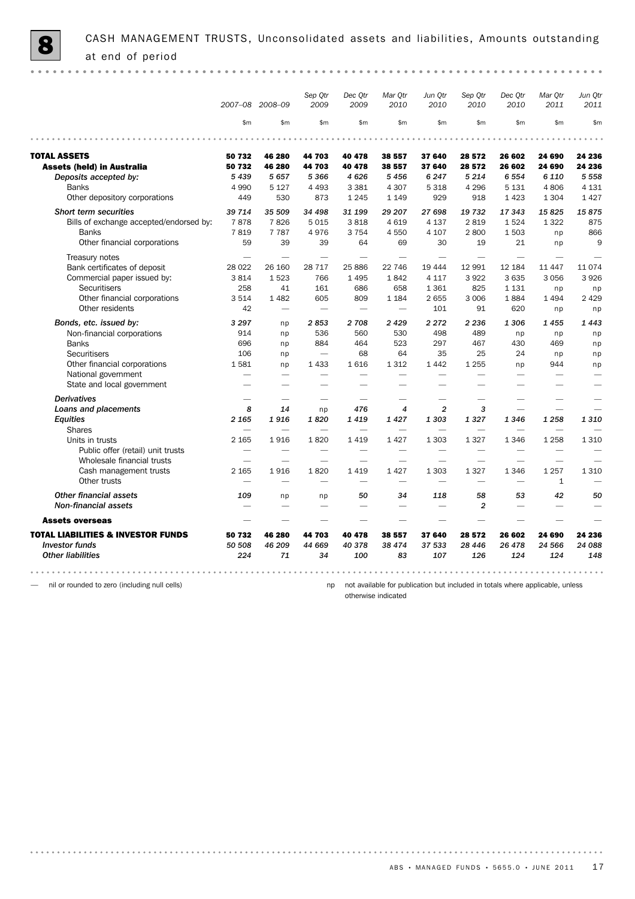# 8 CASH MANAGEMENT TRUSTS, Unconsolidated assets and liabilities, Amounts outstanding at end of period

| | 2007–08 | 2008–09 | Sep Qtr 2009 | Dec Qtr 2009 | Mar Qtr 2010 | Jun Qtr 2010 | Sep Qtr 2010 | Dec Qtr 2010 | Mar Qtr 2011 | Jun Qtr 2011 |
|---|---|---|---|---|---|---|---|---|---|---|
| | $m | $m | $m | $m | $m | $m | $m | $m | $m | $m |
| **TOTAL ASSETS** | **50 732** | **46 280** | **44 703** | **40 478** | **38 557** | **37 640** | **28 572** | **26 602** | **24 690** | **24 236** |
| **Assets (held) in Australia** | **50 732** | **46 280** | **44 703** | **40 478** | **38 557** | **37 640** | **28 572** | **26 602** | **24 690** | **24 236** |
| *Deposits accepted by:* | *5 439* | *5 657* | *5 366* | *4 626* | *5 456* | *6 247* | *5 214* | *6 554* | *6 110* | *5 558* |
| Banks | 4 990 | 5 127 | 4 493 | 3 381 | 4 307 | 5 318 | 4 296 | 5 131 | 4 806 | 4 131 |
| Other depository corporations | 449 | 530 | 873 | 1 245 | 1 149 | 929 | 918 | 1 423 | 1 304 | 1 427 |
| *Short term securities* | *39 714* | *35 509* | *34 498* | *31 199* | *29 207* | *27 698* | *19 732* | *17 343* | *15 825* | *15 875* |
| Bills of exchange accepted/endorsed by: | 7 878 | 7 826 | 5 015 | 3 818 | 4 619 | 4 137 | 2 819 | 1 524 | 1 322 | 875 |
| Banks | 7 819 | 7 787 | 4 976 | 3 754 | 4 550 | 4 107 | 2 800 | 1 503 | np | 866 |
| Other financial corporations | 59 | 39 | 39 | 64 | 69 | 30 | 19 | 21 | np | 9 |
| Treasury notes | — | — | — | — | — | — | — | — | — | — |
| Bank certificates of deposit | 28 022 | 26 160 | 28 717 | 25 886 | 22 746 | 19 444 | 12 991 | 12 184 | 11 447 | 11 074 |
| Commercial paper issued by: | 3 814 | 1 523 | 766 | 1 495 | 1 842 | 4 117 | 3 922 | 3 635 | 3 056 | 3 926 |
| Securitisers | 258 | 41 | 161 | 686 | 658 | 1 361 | 825 | 1 131 | np | np |
| Other financial corporations | 3 514 | 1 482 | 605 | 809 | 1 184 | 2 655 | 3 006 | 1 884 | 1 494 | 2 429 |
| Other residents | 42 | — | — | — | — | 101 | 91 | 620 | np | np |
| *Bonds, etc. issued by:* | *3 297* | np | *2 853* | *2 708* | *2 429* | *2 272* | *2 236* | *1 306* | *1 455* | *1 443* |
| Non-financial corporations | 914 | np | 536 | 560 | 530 | 498 | 489 | np | np | np |
| Banks | 696 | np | 884 | 464 | 523 | 297 | 467 | 430 | 469 | np |
| Securitisers | 106 | np | — | 68 | 64 | 35 | 25 | 24 | np | np |
| Other financial corporations | 1 581 | np | 1 433 | 1 616 | 1 312 | 1 442 | 1 255 | np | 944 | np |
| National government | — | — | — | — | — | — | — | — | — | — |
| State and local government | — | — | — | — | — | — | — | — | — | — |
| *Derivatives* | — | — | — | — | — | — | — | — | — | — |
| *Loans and placements* | *8* | *14* | np | *476* | *4* | *2* | *3* | — | — | — |
| *Equities* | *2 165* | *1 916* | *1 820* | *1 419* | *1 427* | *1 303* | *1 327* | *1 346* | *1 258* | *1 310* |
| Shares | — | — | — | — | — | — | — | — | — | — |
| Units in trusts | 2 165 | 1 916 | 1 820 | 1 419 | 1 427 | 1 303 | 1 327 | 1 346 | 1 258 | 1 310 |
| Public offer (retail) unit trusts | — | — | — | — | — | — | — | — | — | — |
| Wholesale financial trusts | — | — | — | — | — | — | — | — | — | — |
| Cash management trusts | 2 165 | 1 916 | 1 820 | 1 419 | 1 427 | 1 303 | 1 327 | 1 346 | 1 257 | 1 310 |
| Other trusts | — | — | — | — | — | — | — | — | 1 | — |
| *Other financial assets* | *109* | np | np | *50* | *34* | *118* | *58* | *53* | *42* | *50* |
| *Non-financial assets* | — | — | — | — | — | — | *2* | — | — | — |
| **Assets overseas** | — | — | — | — | — | — | — | — | — | — |
| **TOTAL LIABILITIES & INVESTOR FUNDS** | **50 732** | **46 280** | **44 703** | **40 478** | **38 557** | **37 640** | **28 572** | **26 602** | **24 690** | **24 236** |
| *Investor funds* | *50 508* | *46 209* | *44 669* | *40 378* | *38 474* | *37 533* | *28 446* | *26 478* | *24 566* | *24 088* |
| *Other liabilities* | *224* | *71* | *34* | *100* | *83* | *107* | *126* | *124* | *124* | *148* |

— nil or rounded to zero (including null cells)

np not available for publication but included in totals where applicable, unless otherwise indicated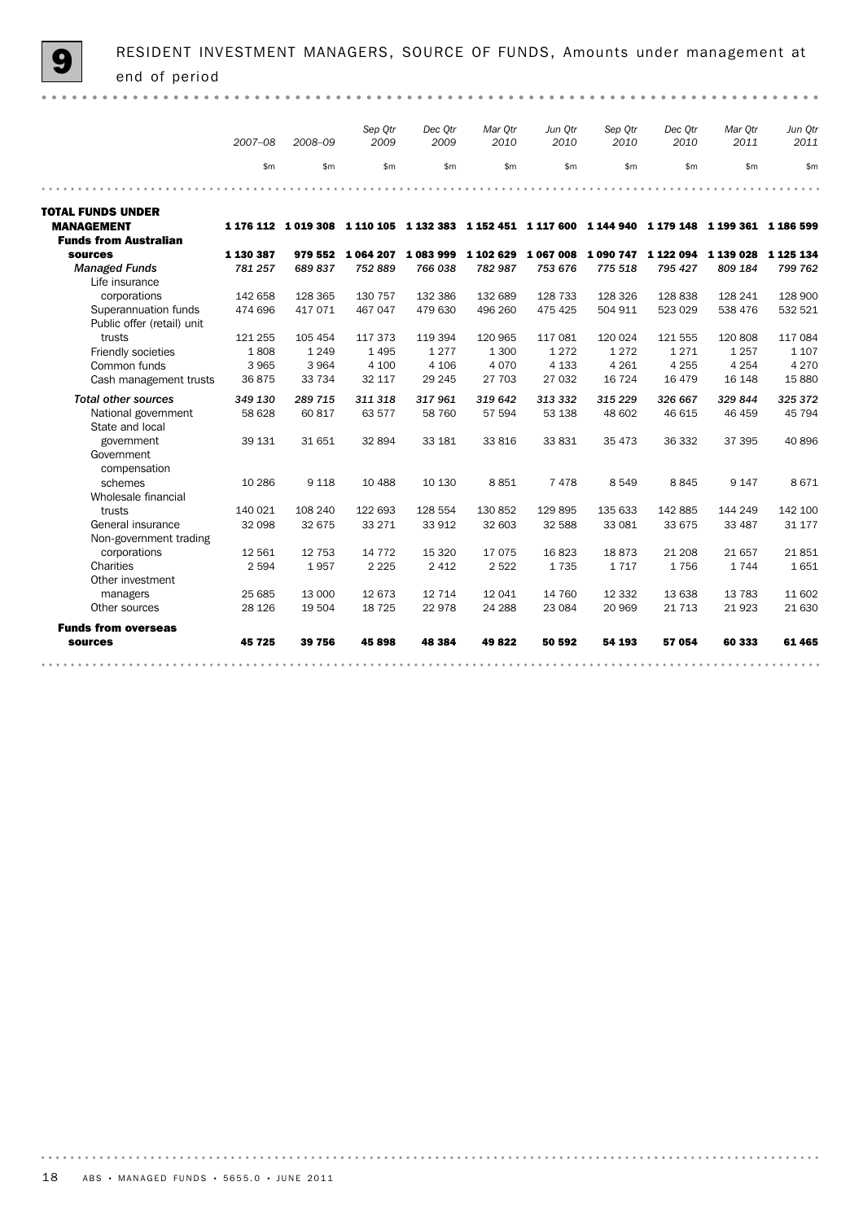# 9 RESIDENT INVESTMENT MANAGERS, SOURCE OF FUNDS, Amounts under management at end of period

| | 2007–08 | 2008–09 | Sep Qtr 2009 | Dec Qtr 2009 | Mar Qtr 2010 | Jun Qtr 2010 | Sep Qtr 2010 | Dec Qtr 2010 | Mar Qtr 2011 | Jun Qtr 2011 |
|---|---|---|---|---|---|---|---|---|---|---|
| | $m | $m | $m | $m | $m | $m | $m | $m | $m | $m |
| **TOTAL FUNDS UNDER MANAGEMENT** | **1 176 112** | **1 019 308** | **1 110 105** | **1 132 383** | **1 152 451** | **1 117 600** | **1 144 940** | **1 179 148** | **1 199 361** | **1 186 599** |
| **Funds from Australian sources** | **1 130 387** | **979 552** | **1 064 207** | **1 083 999** | **1 102 629** | **1 067 008** | **1 090 747** | **1 122 094** | **1 139 028** | **1 125 134** |
| *Managed Funds* | *781 257* | *689 837* | *752 889* | *766 038* | *782 987* | *753 676* | *775 518* | *795 427* | *809 184* | *799 762* |
| Life insurance corporations | 142 658 | 128 365 | 130 757 | 132 386 | 132 689 | 128 733 | 128 326 | 128 838 | 128 241 | 128 900 |
| Superannuation funds | 474 696 | 417 071 | 467 047 | 479 630 | 496 260 | 475 425 | 504 911 | 523 029 | 538 476 | 532 521 |
| Public offer (retail) unit trusts | 121 255 | 105 454 | 117 373 | 119 394 | 120 965 | 117 081 | 120 024 | 121 555 | 120 808 | 117 084 |
| Friendly societies | 1 808 | 1 249 | 1 495 | 1 277 | 1 300 | 1 272 | 1 272 | 1 271 | 1 257 | 1 107 |
| Common funds | 3 965 | 3 964 | 4 100 | 4 106 | 4 070 | 4 133 | 4 261 | 4 255 | 4 254 | 4 270 |
| Cash management trusts | 36 875 | 33 734 | 32 117 | 29 245 | 27 703 | 27 032 | 16 724 | 16 479 | 16 148 | 15 880 |
| *Total other sources* | *349 130* | *289 715* | *311 318* | *317 961* | *319 642* | *313 332* | *315 229* | *326 667* | *329 844* | *325 372* |
| National government | 58 628 | 60 817 | 63 577 | 58 760 | 57 594 | 53 138 | 48 602 | 46 615 | 46 459 | 45 794 |
| State and local government | 39 131 | 31 651 | 32 894 | 33 181 | 33 816 | 33 831 | 35 473 | 36 332 | 37 395 | 40 896 |
| Government compensation schemes | 10 286 | 9 118 | 10 488 | 10 130 | 8 851 | 7 478 | 8 549 | 8 845 | 9 147 | 8 671 |
| Wholesale financial trusts | 140 021 | 108 240 | 122 693 | 128 554 | 130 852 | 129 895 | 135 633 | 142 885 | 144 249 | 142 100 |
| General insurance | 32 098 | 32 675 | 33 271 | 33 912 | 32 603 | 32 588 | 33 081 | 33 675 | 33 487 | 31 177 |
| Non-government trading corporations | 12 561 | 12 753 | 14 772 | 15 320 | 17 075 | 16 823 | 18 873 | 21 208 | 21 657 | 21 851 |
| Charities | 2 594 | 1 957 | 2 225 | 2 412 | 2 522 | 1 735 | 1 717 | 1 756 | 1 744 | 1 651 |
| Other investment managers | 25 685 | 13 000 | 12 673 | 12 714 | 12 041 | 14 760 | 12 332 | 13 638 | 13 783 | 11 602 |
| Other sources | 28 126 | 19 504 | 18 725 | 22 978 | 24 288 | 23 084 | 20 969 | 21 713 | 21 923 | 21 630 |
| **Funds from overseas sources** | **45 725** | **39 756** | **45 898** | **48 384** | **49 822** | **50 592** | **54 193** | **57 054** | **60 333** | **61 465** |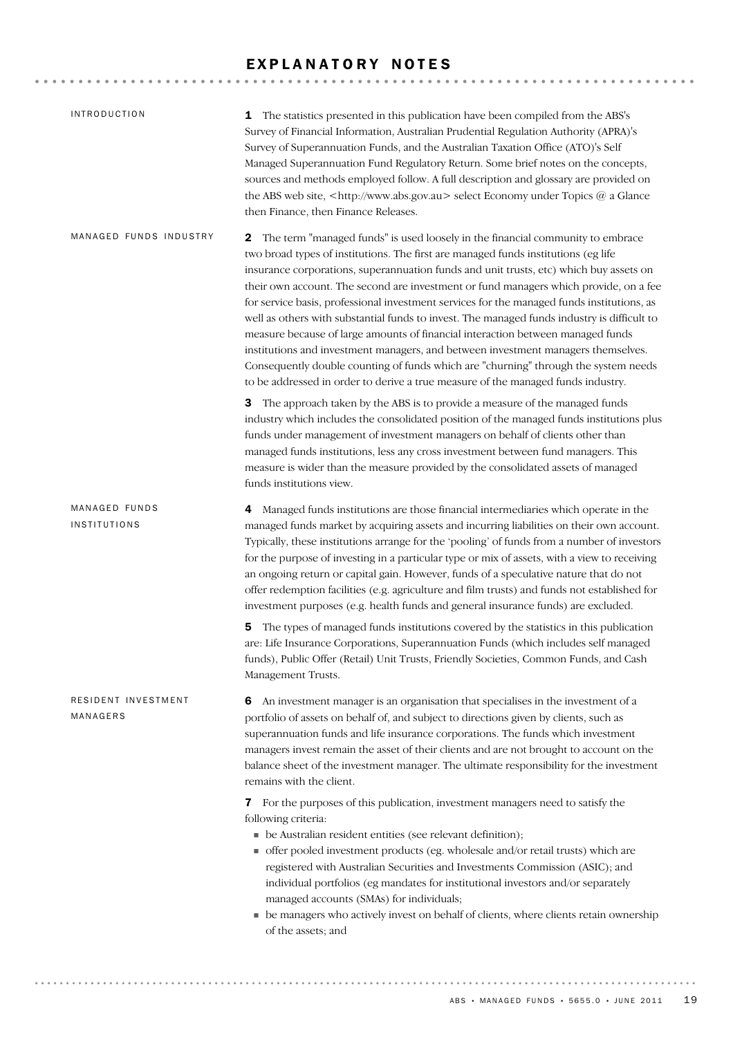# EXPLANATORY NOTES

## INTRODUCTION

**1** The statistics presented in this publication have been compiled from the ABS's Survey of Financial Information, Australian Prudential Regulation Authority (APRA)'s Survey of Superannuation Funds, and the Australian Taxation Office (ATO)'s Self Managed Superannuation Fund Regulatory Return. Some brief notes on the concepts, sources and methods employed follow. A full description and glossary are provided on the ABS web site, <http://www.abs.gov.au> select Economy under Topics @ a Glance then Finance, then Finance Releases.

## MANAGED FUNDS INDUSTRY

**2** The term "managed funds" is used loosely in the financial community to embrace two broad types of institutions. The first are managed funds institutions (eg life insurance corporations, superannuation funds and unit trusts, etc) which buy assets on their own account. The second are investment or fund managers which provide, on a fee for service basis, professional investment services for the managed funds institutions, as well as others with substantial funds to invest. The managed funds industry is difficult to measure because of large amounts of financial interaction between managed funds institutions and investment managers, and between investment managers themselves. Consequently double counting of funds which are "churning" through the system needs to be addressed in order to derive a true measure of the managed funds industry.

**3** The approach taken by the ABS is to provide a measure of the managed funds industry which includes the consolidated position of the managed funds institutions plus funds under management of investment managers on behalf of clients other than managed funds institutions, less any cross investment between fund managers. This measure is wider than the measure provided by the consolidated assets of managed funds institutions view.

## MANAGED FUNDS INSTITUTIONS

**4** Managed funds institutions are those financial intermediaries which operate in the managed funds market by acquiring assets and incurring liabilities on their own account. Typically, these institutions arrange for the 'pooling' of funds from a number of investors for the purpose of investing in a particular type or mix of assets, with a view to receiving an ongoing return or capital gain. However, funds of a speculative nature that do not offer redemption facilities (e.g. agriculture and film trusts) and funds not established for investment purposes (e.g. health funds and general insurance funds) are excluded.

**5** The types of managed funds institutions covered by the statistics in this publication are: Life Insurance Corporations, Superannuation Funds (which includes self managed funds), Public Offer (Retail) Unit Trusts, Friendly Societies, Common Funds, and Cash Management Trusts.

## RESIDENT INVESTMENT MANAGERS

**6** An investment manager is an organisation that specialises in the investment of a portfolio of assets on behalf of, and subject to directions given by clients, such as superannuation funds and life insurance corporations. The funds which investment managers invest remain the asset of their clients and are not brought to account on the balance sheet of the investment manager. The ultimate responsibility for the investment remains with the client.

**7** For the purposes of this publication, investment managers need to satisfy the following criteria:

- be Australian resident entities (see relevant definition);
- offer pooled investment products (eg. wholesale and/or retail trusts) which are registered with Australian Securities and Investments Commission (ASIC); and individual portfolios (eg mandates for institutional investors and/or separately managed accounts (SMAs) for individuals;
- be managers who actively invest on behalf of clients, where clients retain ownership of the assets; and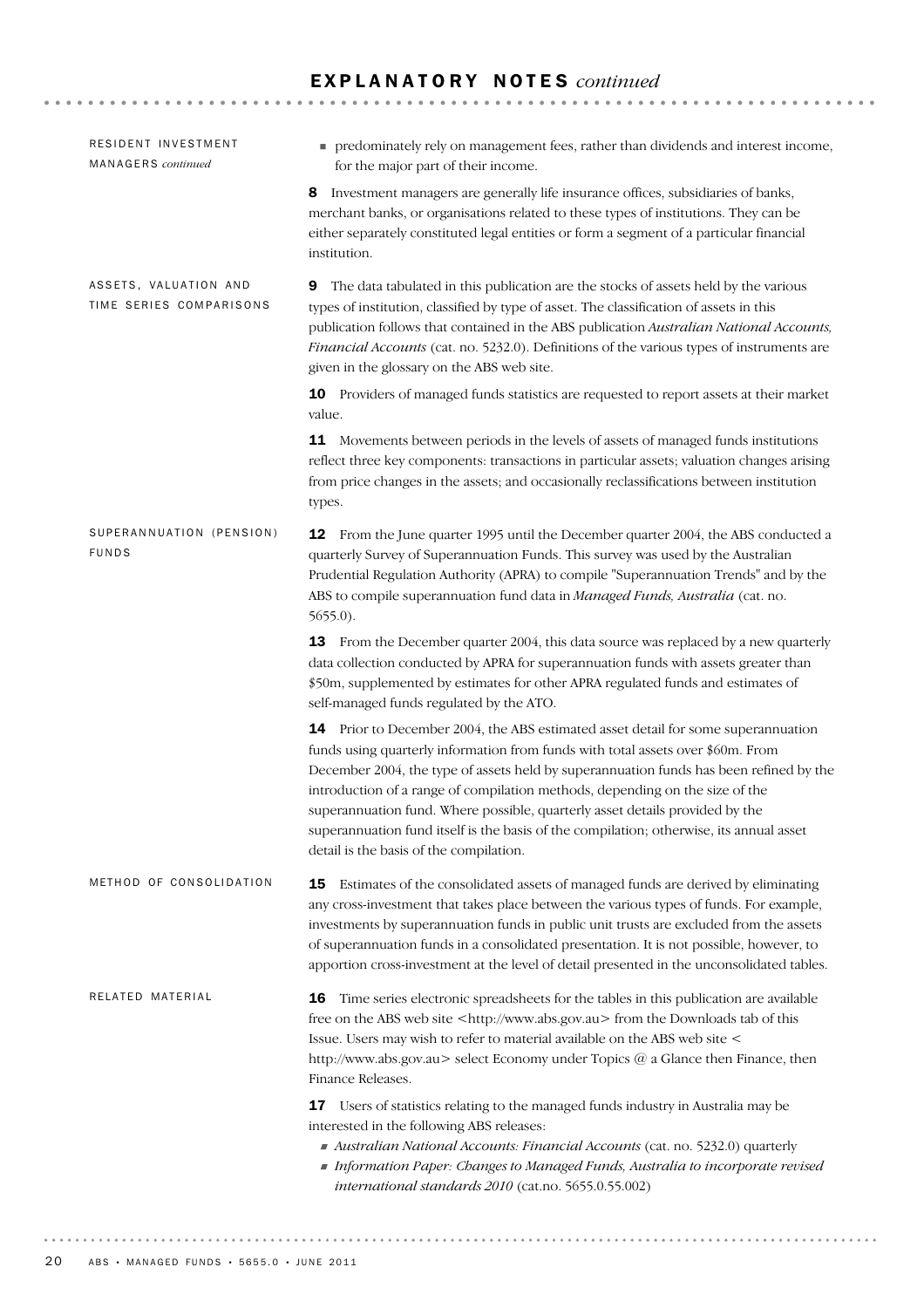# EXPLANATORY NOTES *continued*

## RESIDENT INVESTMENT MANAGERS *continued*

- predominately rely on management fees, rather than dividends and interest income, for the major part of their income.

**8** Investment managers are generally life insurance offices, subsidiaries of banks, merchant banks, or organisations related to these types of institutions. They can be either separately constituted legal entities or form a segment of a particular financial institution.

## ASSETS, VALUATION AND TIME SERIES COMPARISONS

**9** The data tabulated in this publication are the stocks of assets held by the various types of institution, classified by type of asset. The classification of assets in this publication follows that contained in the ABS publication *Australian National Accounts, Financial Accounts* (cat. no. 5232.0). Definitions of the various types of instruments are given in the glossary on the ABS web site.

**10** Providers of managed funds statistics are requested to report assets at their market value.

**11** Movements between periods in the levels of assets of managed funds institutions reflect three key components: transactions in particular assets; valuation changes arising from price changes in the assets; and occasionally reclassifications between institution types.

## SUPERANNUATION (PENSION) FUNDS

**12** From the June quarter 1995 until the December quarter 2004, the ABS conducted a quarterly Survey of Superannuation Funds. This survey was used by the Australian Prudential Regulation Authority (APRA) to compile "Superannuation Trends" and by the ABS to compile superannuation fund data in *Managed Funds, Australia* (cat. no. 5655.0).

**13** From the December quarter 2004, this data source was replaced by a new quarterly data collection conducted by APRA for superannuation funds with assets greater than $50m, supplemented by estimates for other APRA regulated funds and estimates of self-managed funds regulated by the ATO.

**14** Prior to December 2004, the ABS estimated asset detail for some superannuation funds using quarterly information from funds with total assets over $60m. From December 2004, the type of assets held by superannuation funds has been refined by the introduction of a range of compilation methods, depending on the size of the superannuation fund. Where possible, quarterly asset details provided by the superannuation fund itself is the basis of the compilation; otherwise, its annual asset detail is the basis of the compilation.

## METHOD OF CONSOLIDATION

**15** Estimates of the consolidated assets of managed funds are derived by eliminating any cross-investment that takes place between the various types of funds. For example, investments by superannuation funds in public unit trusts are excluded from the assets of superannuation funds in a consolidated presentation. It is not possible, however, to apportion cross-investment at the level of detail presented in the unconsolidated tables.

## RELATED MATERIAL

**16** Time series electronic spreadsheets for the tables in this publication are available free on the ABS web site <http://www.abs.gov.au> from the Downloads tab of this Issue. Users may wish to refer to material available on the ABS web site < http://www.abs.gov.au> select Economy under Topics @ a Glance then Finance, then Finance Releases.

**17** Users of statistics relating to the managed funds industry in Australia may be interested in the following ABS releases:

- *Australian National Accounts: Financial Accounts* (cat. no. 5232.0) quarterly
- *Information Paper: Changes to Managed Funds, Australia to incorporate revised international standards 2010* (cat.no. 5655.0.55.002)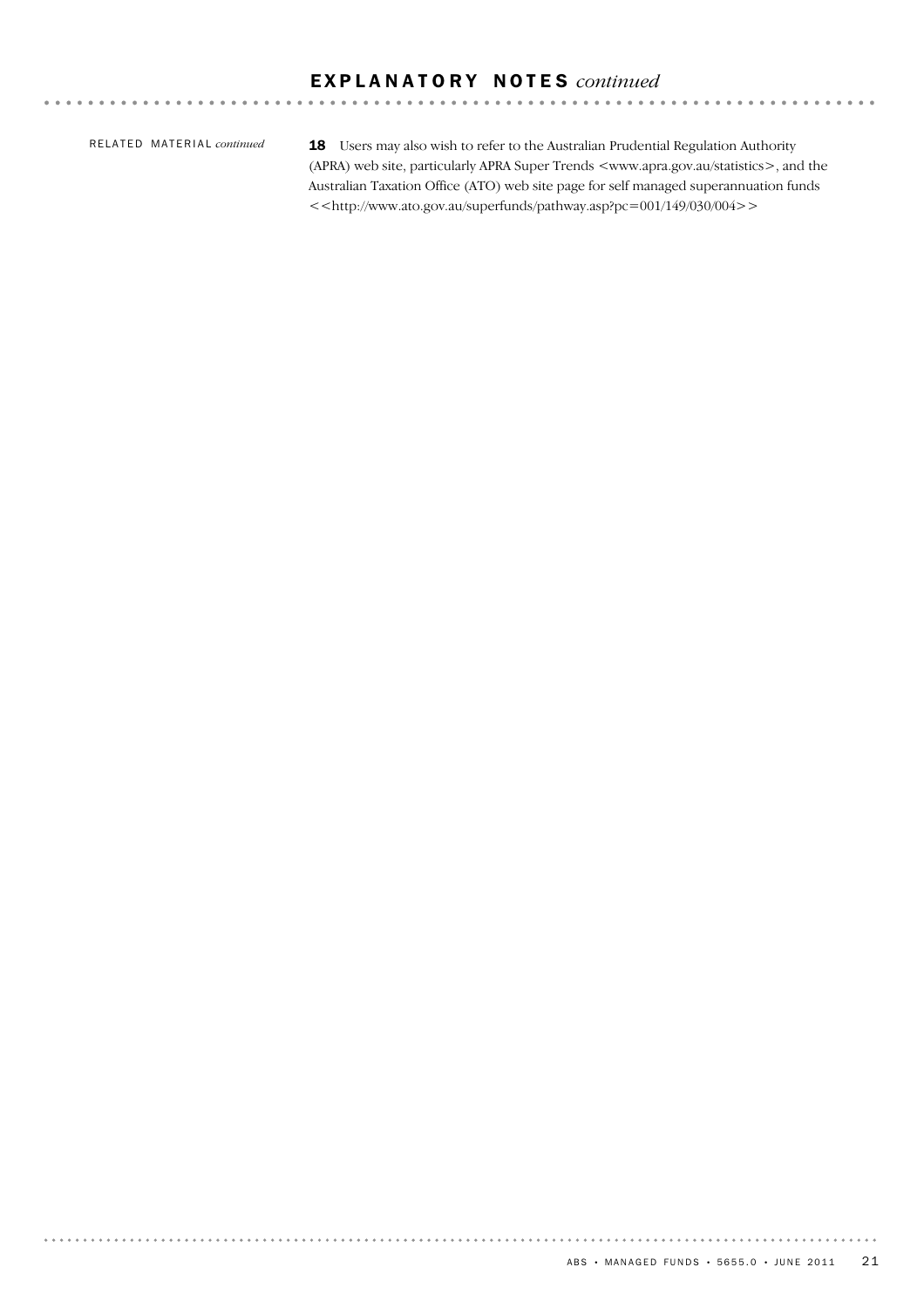## EXPLANATORY NOTES *continued*

RELATED MATERIAL *continued*

**18** Users may also wish to refer to the Australian Prudential Regulation Authority (APRA) web site, particularly APRA Super Trends <www.apra.gov.au/statistics>, and the Australian Taxation Office (ATO) web site page for self managed superannuation funds <<http://www.ato.gov.au/superfunds/pathway.asp?pc=001/149/030/004>>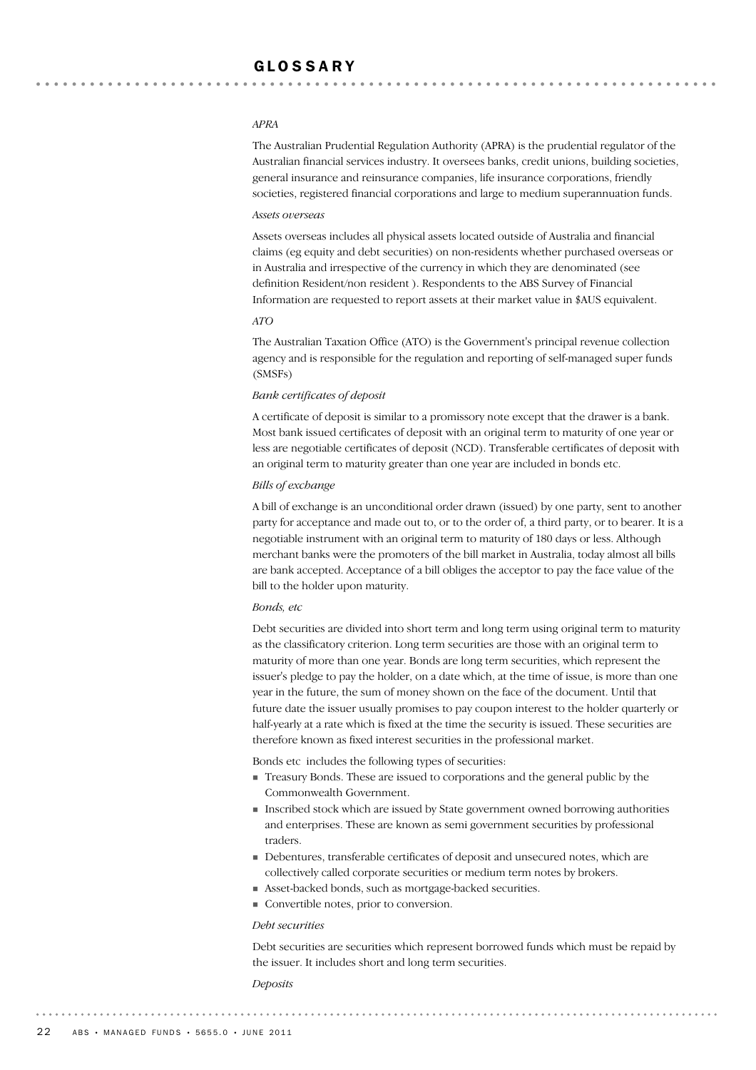# GLOSSARY

*APRA*

The Australian Prudential Regulation Authority (APRA) is the prudential regulator of the Australian financial services industry. It oversees banks, credit unions, building societies, general insurance and reinsurance companies, life insurance corporations, friendly societies, registered financial corporations and large to medium superannuation funds.

*Assets overseas*

Assets overseas includes all physical assets located outside of Australia and financial claims (eg equity and debt securities) on non-residents whether purchased overseas or in Australia and irrespective of the currency in which they are denominated (see definition Resident/non resident ). Respondents to the ABS Survey of Financial Information are requested to report assets at their market value in $AUS equivalent.

*ATO*

The Australian Taxation Office (ATO) is the Government's principal revenue collection agency and is responsible for the regulation and reporting of self-managed super funds (SMSFs)

*Bank certificates of deposit*

A certificate of deposit is similar to a promissory note except that the drawer is a bank. Most bank issued certificates of deposit with an original term to maturity of one year or less are negotiable certificates of deposit (NCD). Transferable certificates of deposit with an original term to maturity greater than one year are included in bonds etc.

*Bills of exchange*

A bill of exchange is an unconditional order drawn (issued) by one party, sent to another party for acceptance and made out to, or to the order of, a third party, or to bearer. It is a negotiable instrument with an original term to maturity of 180 days or less. Although merchant banks were the promoters of the bill market in Australia, today almost all bills are bank accepted. Acceptance of a bill obliges the acceptor to pay the face value of the bill to the holder upon maturity.

*Bonds, etc*

Debt securities are divided into short term and long term using original term to maturity as the classificatory criterion. Long term securities are those with an original term to maturity of more than one year. Bonds are long term securities, which represent the issuer's pledge to pay the holder, on a date which, at the time of issue, is more than one year in the future, the sum of money shown on the face of the document. Until that future date the issuer usually promises to pay coupon interest to the holder quarterly or half-yearly at a rate which is fixed at the time the security is issued. These securities are therefore known as fixed interest securities in the professional market.

Bonds etc includes the following types of securities:

- Treasury Bonds. These are issued to corporations and the general public by the Commonwealth Government.
- Inscribed stock which are issued by State government owned borrowing authorities and enterprises. These are known as semi government securities by professional traders.
- Debentures, transferable certificates of deposit and unsecured notes, which are collectively called corporate securities or medium term notes by brokers.
- Asset-backed bonds, such as mortgage-backed securities.
- Convertible notes, prior to conversion.

*Debt securities*

Debt securities are securities which represent borrowed funds which must be repaid by the issuer. It includes short and long term securities.

*Deposits*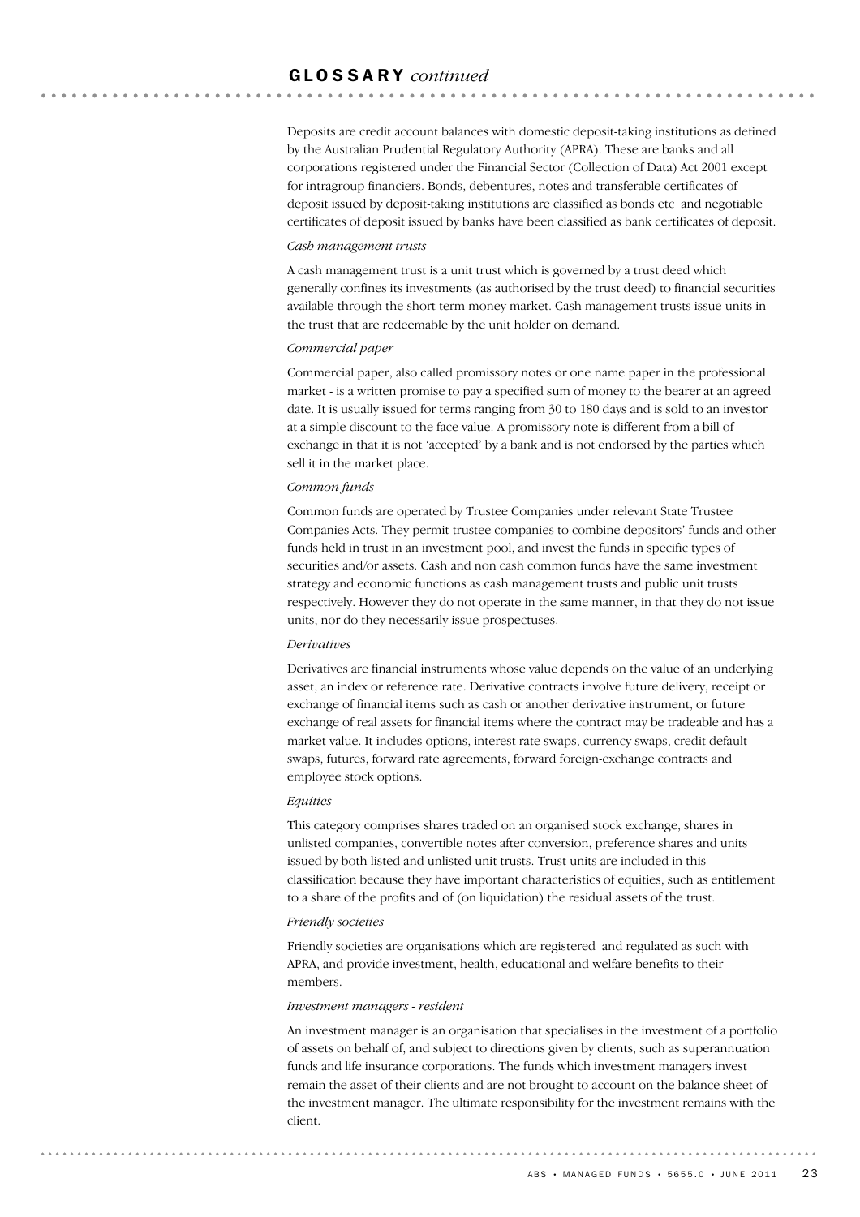## GLOSSARY *continued*

Deposits are credit account balances with domestic deposit-taking institutions as defined by the Australian Prudential Regulatory Authority (APRA). These are banks and all corporations registered under the Financial Sector (Collection of Data) Act 2001 except for intragroup financiers. Bonds, debentures, notes and transferable certificates of deposit issued by deposit-taking institutions are classified as bonds etc and negotiable certificates of deposit issued by banks have been classified as bank certificates of deposit.

*Cash management trusts*

A cash management trust is a unit trust which is governed by a trust deed which generally confines its investments (as authorised by the trust deed) to financial securities available through the short term money market. Cash management trusts issue units in the trust that are redeemable by the unit holder on demand.

*Commercial paper*

Commercial paper, also called promissory notes or one name paper in the professional market - is a written promise to pay a specified sum of money to the bearer at an agreed date. It is usually issued for terms ranging from 30 to 180 days and is sold to an investor at a simple discount to the face value. A promissory note is different from a bill of exchange in that it is not 'accepted' by a bank and is not endorsed by the parties which sell it in the market place.

*Common funds*

Common funds are operated by Trustee Companies under relevant State Trustee Companies Acts. They permit trustee companies to combine depositors' funds and other funds held in trust in an investment pool, and invest the funds in specific types of securities and/or assets. Cash and non cash common funds have the same investment strategy and economic functions as cash management trusts and public unit trusts respectively. However they do not operate in the same manner, in that they do not issue units, nor do they necessarily issue prospectuses.

*Derivatives*

Derivatives are financial instruments whose value depends on the value of an underlying asset, an index or reference rate. Derivative contracts involve future delivery, receipt or exchange of financial items such as cash or another derivative instrument, or future exchange of real assets for financial items where the contract may be tradeable and has a market value. It includes options, interest rate swaps, currency swaps, credit default swaps, futures, forward rate agreements, forward foreign-exchange contracts and employee stock options.

*Equities*

This category comprises shares traded on an organised stock exchange, shares in unlisted companies, convertible notes after conversion, preference shares and units issued by both listed and unlisted unit trusts. Trust units are included in this classification because they have important characteristics of equities, such as entitlement to a share of the profits and of (on liquidation) the residual assets of the trust.

*Friendly societies*

Friendly societies are organisations which are registered and regulated as such with APRA, and provide investment, health, educational and welfare benefits to their members.

*Investment managers - resident*

An investment manager is an organisation that specialises in the investment of a portfolio of assets on behalf of, and subject to directions given by clients, such as superannuation funds and life insurance corporations. The funds which investment managers invest remain the asset of their clients and are not brought to account on the balance sheet of the investment manager. The ultimate responsibility for the investment remains with the client.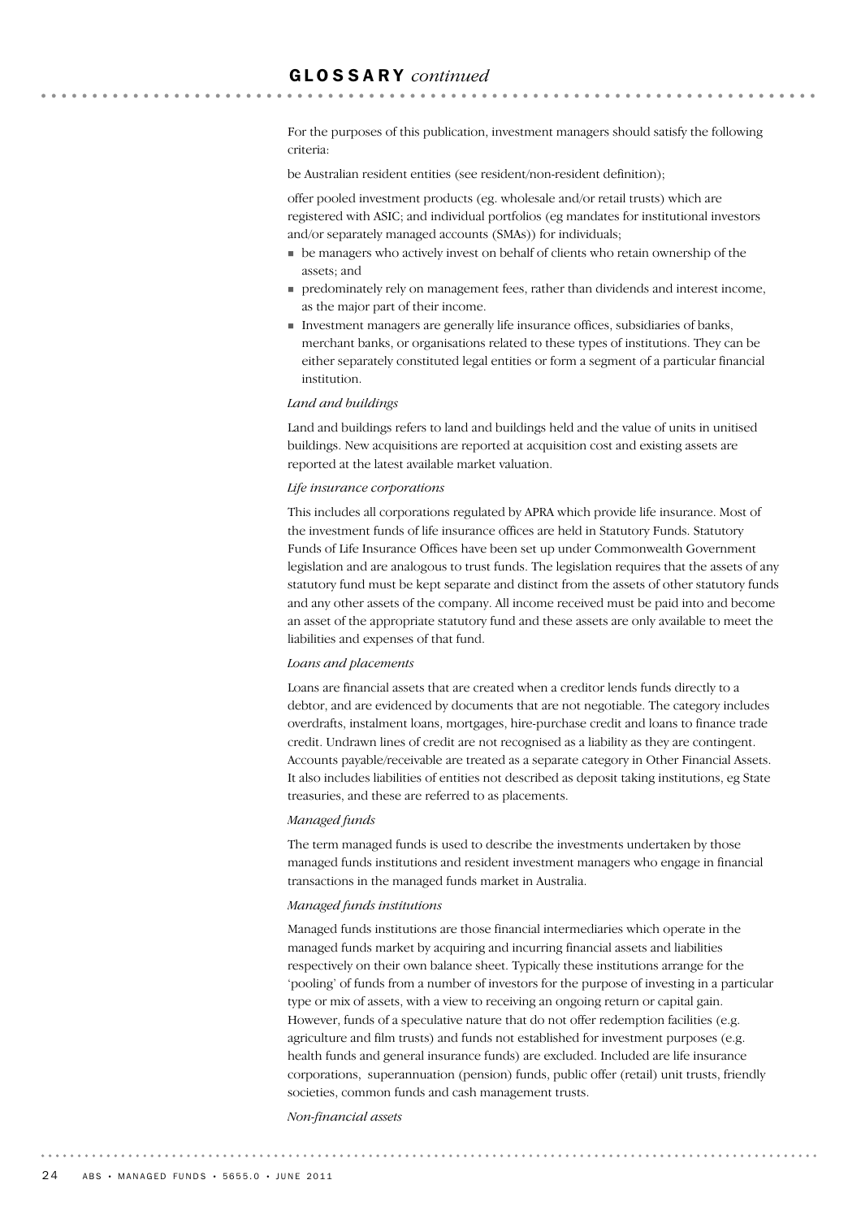## GLOSSARY *continued*

For the purposes of this publication, investment managers should satisfy the following criteria:

be Australian resident entities (see resident/non-resident definition);

offer pooled investment products (eg. wholesale and/or retail trusts) which are registered with ASIC; and individual portfolios (eg mandates for institutional investors and/or separately managed accounts (SMAs)) for individuals;

- be managers who actively invest on behalf of clients who retain ownership of the assets; and
- predominately rely on management fees, rather than dividends and interest income, as the major part of their income.
- Investment managers are generally life insurance offices, subsidiaries of banks, merchant banks, or organisations related to these types of institutions. They can be either separately constituted legal entities or form a segment of a particular financial institution.

*Land and buildings*

Land and buildings refers to land and buildings held and the value of units in unitised buildings. New acquisitions are reported at acquisition cost and existing assets are reported at the latest available market valuation.

*Life insurance corporations*

This includes all corporations regulated by APRA which provide life insurance. Most of the investment funds of life insurance offices are held in Statutory Funds. Statutory Funds of Life Insurance Offices have been set up under Commonwealth Government legislation and are analogous to trust funds. The legislation requires that the assets of any statutory fund must be kept separate and distinct from the assets of other statutory funds and any other assets of the company. All income received must be paid into and become an asset of the appropriate statutory fund and these assets are only available to meet the liabilities and expenses of that fund.

*Loans and placements*

Loans are financial assets that are created when a creditor lends funds directly to a debtor, and are evidenced by documents that are not negotiable. The category includes overdrafts, instalment loans, mortgages, hire-purchase credit and loans to finance trade credit. Undrawn lines of credit are not recognised as a liability as they are contingent. Accounts payable/receivable are treated as a separate category in Other Financial Assets. It also includes liabilities of entities not described as deposit taking institutions, eg State treasuries, and these are referred to as placements.

*Managed funds*

The term managed funds is used to describe the investments undertaken by those managed funds institutions and resident investment managers who engage in financial transactions in the managed funds market in Australia.

*Managed funds institutions*

Managed funds institutions are those financial intermediaries which operate in the managed funds market by acquiring and incurring financial assets and liabilities respectively on their own balance sheet. Typically these institutions arrange for the 'pooling' of funds from a number of investors for the purpose of investing in a particular type or mix of assets, with a view to receiving an ongoing return or capital gain. However, funds of a speculative nature that do not offer redemption facilities (e.g. agriculture and film trusts) and funds not established for investment purposes (e.g. health funds and general insurance funds) are excluded. Included are life insurance corporations, superannuation (pension) funds, public offer (retail) unit trusts, friendly societies, common funds and cash management trusts.

*Non-financial assets*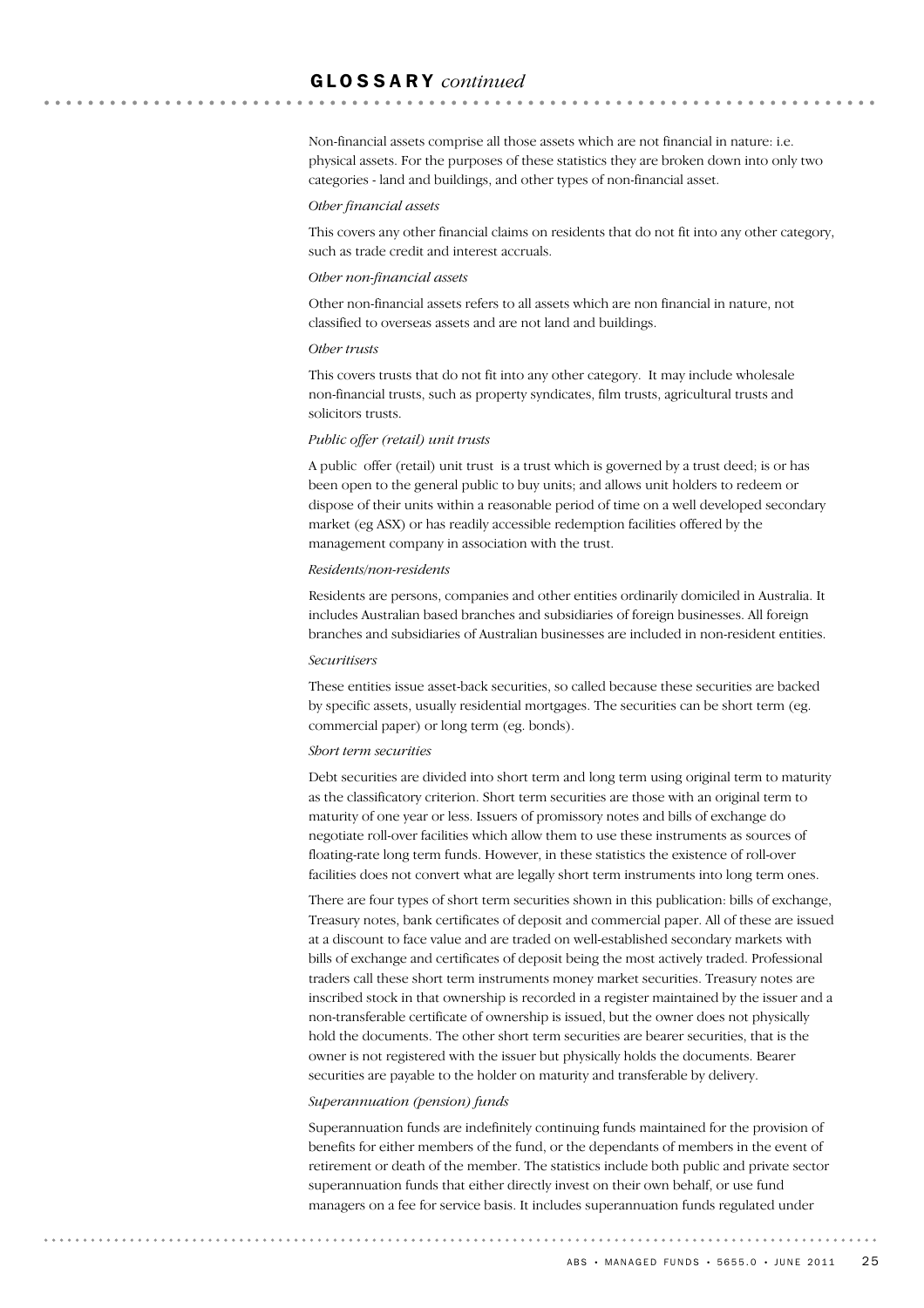## GLOSSARY *continued*

Non-financial assets comprise all those assets which are not financial in nature: i.e. physical assets. For the purposes of these statistics they are broken down into only two categories - land and buildings, and other types of non-financial asset.

*Other financial assets*

This covers any other financial claims on residents that do not fit into any other category, such as trade credit and interest accruals.

*Other non-financial assets*

Other non-financial assets refers to all assets which are non financial in nature, not classified to overseas assets and are not land and buildings.

*Other trusts*

This covers trusts that do not fit into any other category. It may include wholesale non-financial trusts, such as property syndicates, film trusts, agricultural trusts and solicitors trusts.

*Public offer (retail) unit trusts*

A public offer (retail) unit trust is a trust which is governed by a trust deed; is or has been open to the general public to buy units; and allows unit holders to redeem or dispose of their units within a reasonable period of time on a well developed secondary market (eg ASX) or has readily accessible redemption facilities offered by the management company in association with the trust.

*Residents/non-residents*

Residents are persons, companies and other entities ordinarily domiciled in Australia. It includes Australian based branches and subsidiaries of foreign businesses. All foreign branches and subsidiaries of Australian businesses are included in non-resident entities.

*Securitisers*

These entities issue asset-back securities, so called because these securities are backed by specific assets, usually residential mortgages. The securities can be short term (eg. commercial paper) or long term (eg. bonds).

*Short term securities*

Debt securities are divided into short term and long term using original term to maturity as the classificatory criterion. Short term securities are those with an original term to maturity of one year or less. Issuers of promissory notes and bills of exchange do negotiate roll-over facilities which allow them to use these instruments as sources of floating-rate long term funds. However, in these statistics the existence of roll-over facilities does not convert what are legally short term instruments into long term ones.

There are four types of short term securities shown in this publication: bills of exchange, Treasury notes, bank certificates of deposit and commercial paper. All of these are issued at a discount to face value and are traded on well-established secondary markets with bills of exchange and certificates of deposit being the most actively traded. Professional traders call these short term instruments money market securities. Treasury notes are inscribed stock in that ownership is recorded in a register maintained by the issuer and a non-transferable certificate of ownership is issued, but the owner does not physically hold the documents. The other short term securities are bearer securities, that is the owner is not registered with the issuer but physically holds the documents. Bearer securities are payable to the holder on maturity and transferable by delivery.

*Superannuation (pension) funds*

Superannuation funds are indefinitely continuing funds maintained for the provision of benefits for either members of the fund, or the dependants of members in the event of retirement or death of the member. The statistics include both public and private sector superannuation funds that either directly invest on their own behalf, or use fund managers on a fee for service basis. It includes superannuation funds regulated under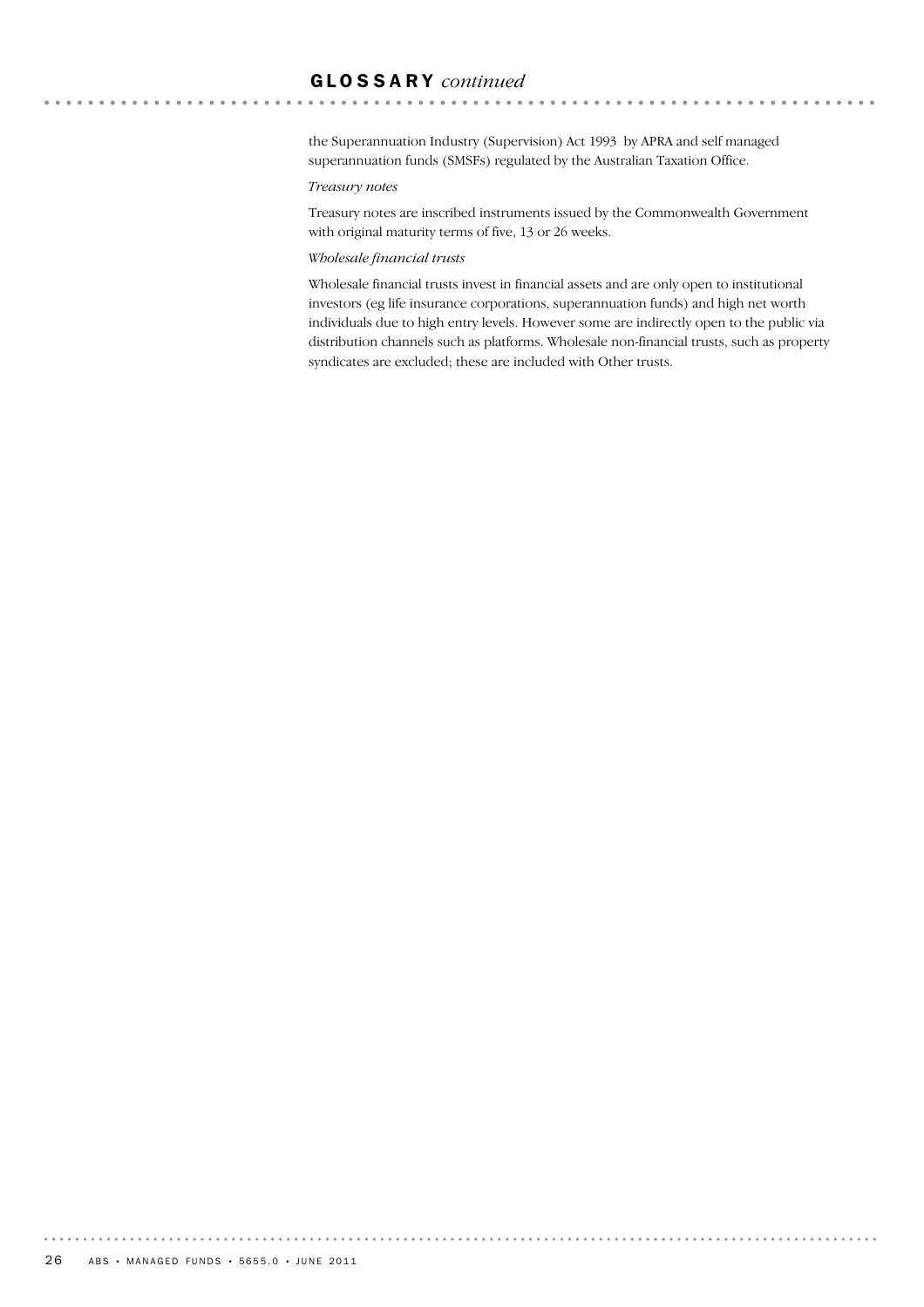## GLOSSARY *continued*

the Superannuation Industry (Supervision) Act 1993 by APRA and self managed superannuation funds (SMSFs) regulated by the Australian Taxation Office.

*Treasury notes*

Treasury notes are inscribed instruments issued by the Commonwealth Government with original maturity terms of five, 13 or 26 weeks.

*Wholesale financial trusts*

Wholesale financial trusts invest in financial assets and are only open to institutional investors (eg life insurance corporations, superannuation funds) and high net worth individuals due to high entry levels. However some are indirectly open to the public via distribution channels such as platforms. Wholesale non-financial trusts, such as property syndicates are excluded; these are included with Other trusts.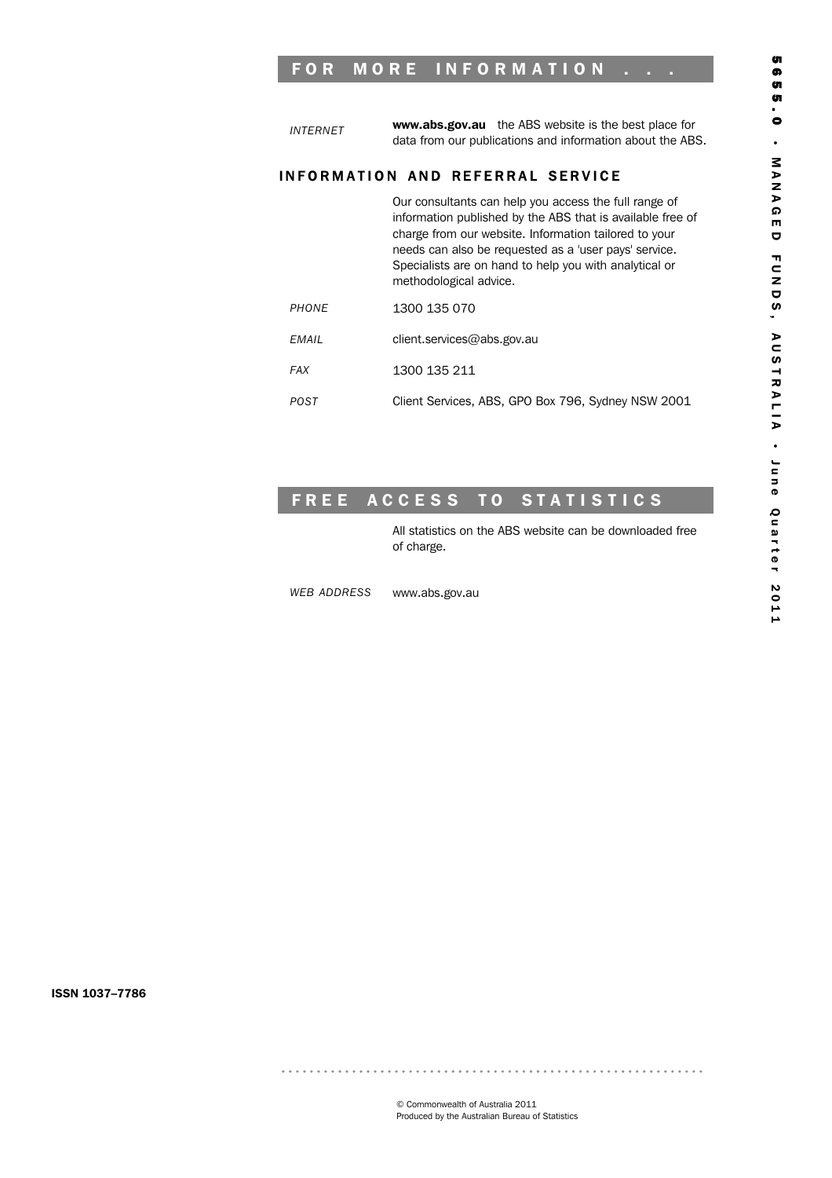## FOR MORE INFORMATION . . .

*INTERNET* **www.abs.gov.au** the ABS website is the best place for data from our publications and information about the ABS.

### INFORMATION AND REFERRAL SERVICE

Our consultants can help you access the full range of information published by the ABS that is available free of charge from our website. Information tailored to your needs can also be requested as a 'user pays' service. Specialists are on hand to help you with analytical or methodological advice.

*PHONE* 1300 135 070

*EMAIL* client.services@abs.gov.au

*FAX* 1300 135 211

*POST* Client Services, ABS, GPO Box 796, Sydney NSW 2001

## FREE ACCESS TO STATISTICS

All statistics on the ABS website can be downloaded free of charge.

*WEB ADDRESS* www.abs.gov.au

**ISSN 1037–7786**

© Commonwealth of Australia 2011
Produced by the Australian Bureau of Statistics